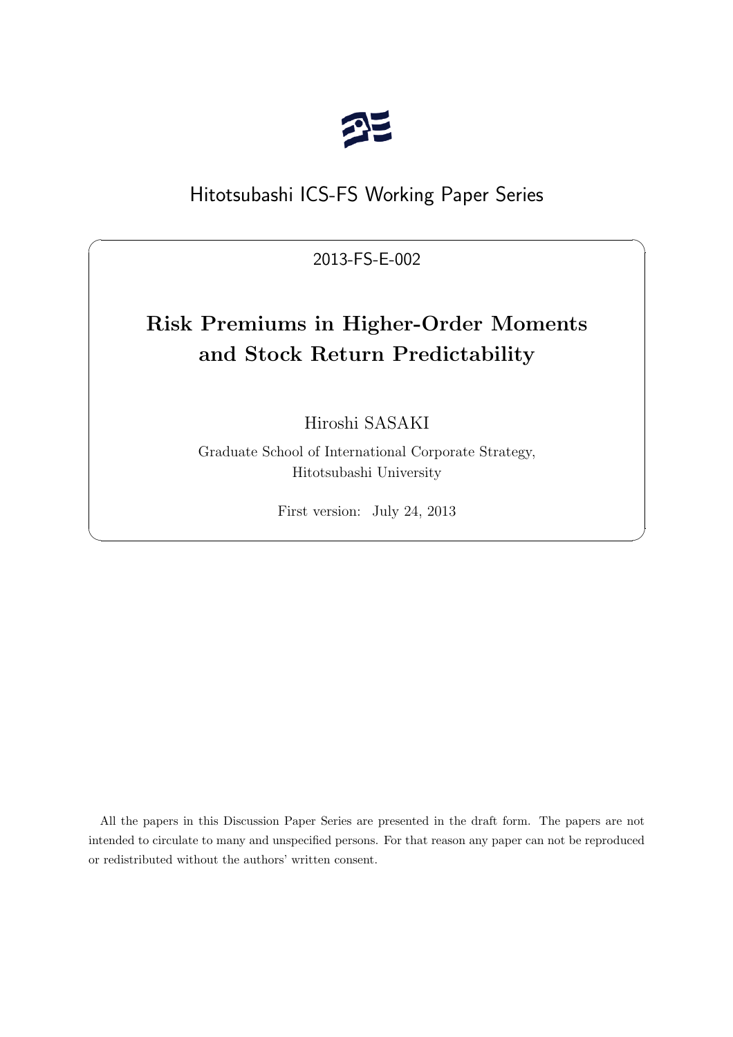Hitotsubashi ICS-FS Working Paper Series

2013-FS-E-002

# Risk Premiums in Higher-Order Moments and Stock Return Predictability

Hiroshi SASAKI

Graduate School of International Corporate Strategy, Hitotsubashi University

First version: July 24, 2013

All the papers in this Discussion Paper Series are presented in the draft form. The papers are not intended to circulate to many and unspecified persons. For that reason any paper can not be reproduced or redistributed without the authors' written consent.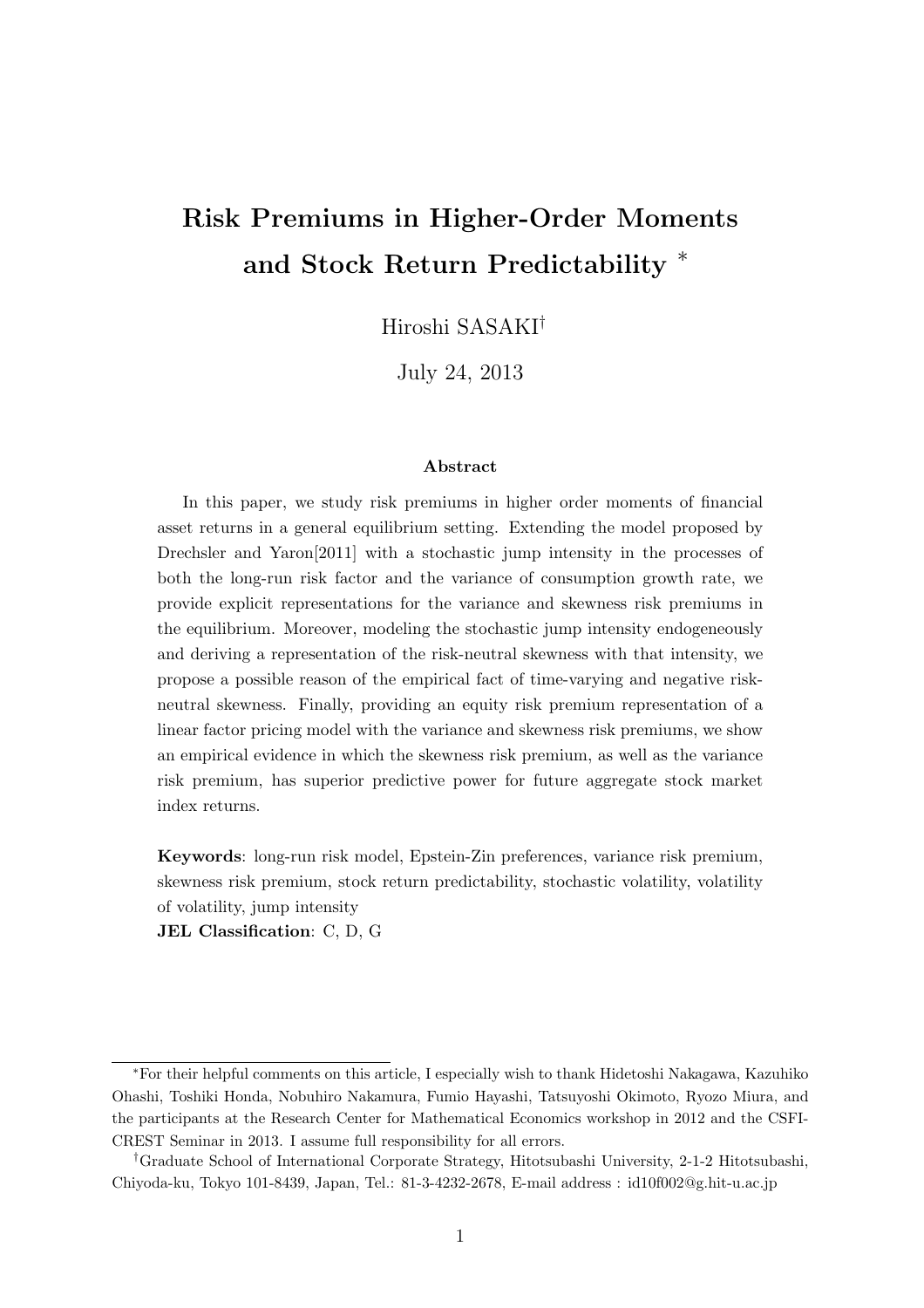# Risk Premiums in Higher-Order Moments and Stock Return Predictability [*]

Hiroshi SASAKI[†]

July 24, 2013

### Abstract

In this paper, we study risk premiums in higher order moments of financial asset returns in a general equilibrium setting. Extending the model proposed by Drechsler and Yaron[2011] with a stochastic jump intensity in the processes of both the long-run risk factor and the variance of consumption growth rate, we provide explicit representations for the variance and skewness risk premiums in the equilibrium. Moreover, modeling the stochastic jump intensity endogeneously and deriving a representation of the risk-neutral skewness with that intensity, we propose a possible reason of the empirical fact of time-varying and negative risk-neutral skewness. Finally, providing an equity risk premium representation of a linear factor pricing model with the variance and skewness risk premiums, we show an empirical evidence in which the skewness risk premium, as well as the variance risk premium, has superior predictive power for future aggregate stock market index returns.

**Keywords**: long-run risk model, Epstein-Zin preferences, variance risk premium, skewness risk premium, stock return predictability, stochastic volatility, volatility of volatility, jump intensity

**JEL Classification**: C, D, G

---

[*] For their helpful comments on this article, I especially wish to thank Hidetoshi Nakagawa, Kazuhiko Ohashi, Toshiki Honda, Nobuhiro Nakamura, Fumio Hayashi, Tatsuyoshi Okimoto, Ryozo Miura, and the participants at the Research Center for Mathematical Economics workshop in 2012 and the CSFI-CREST Seminar in 2013. I assume full responsibility for all errors.

[†] Graduate School of International Corporate Strategy, Hitotsubashi University, 2-1-2 Hitotsubashi, Chiyoda-ku, Tokyo 101-8439, Japan, Tel.: 81-3-4232-2678, E-mail address : id10f002@g.hit-u.ac.jp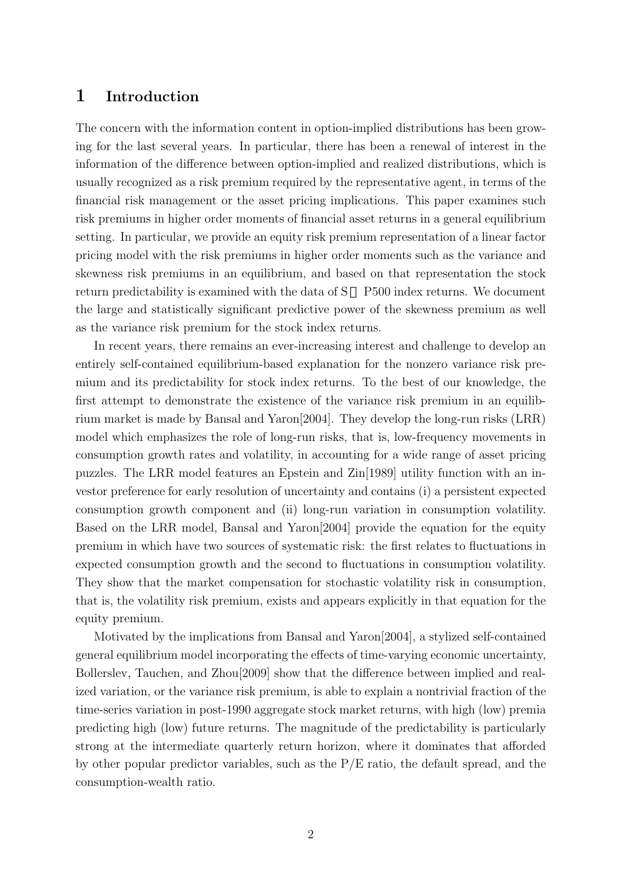# 1 Introduction

The concern with the information content in option-implied distributions has been growing for the last several years. In particular, there has been a renewal of interest in the information of the difference between option-implied and realized distributions, which is usually recognized as a risk premium required by the representative agent, in terms of the financial risk management or the asset pricing implications. This paper examines such risk premiums in higher order moments of financial asset returns in a general equilibrium setting. In particular, we provide an equity risk premium representation of a linear factor pricing model with the risk premiums in higher order moments such as the variance and skewness risk premiums in an equilibrium, and based on that representation the stock return predictability is examined with the data of S&P500 index returns. We document the large and statistically significant predictive power of the skewness premium as well as the variance risk premium for the stock index returns.

In recent years, there remains an ever-increasing interest and challenge to develop an entirely self-contained equilibrium-based explanation for the nonzero variance risk premium and its predictability for stock index returns. To the best of our knowledge, the first attempt to demonstrate the existence of the variance risk premium in an equilibrium market is made by Bansal and Yaron[2004]. They develop the long-run risks (LRR) model which emphasizes the role of long-run risks, that is, low-frequency movements in consumption growth rates and volatility, in accounting for a wide range of asset pricing puzzles. The LRR model features an Epstein and Zin[1989] utility function with an investor preference for early resolution of uncertainty and contains (i) a persistent expected consumption growth component and (ii) long-run variation in consumption volatility. Based on the LRR model, Bansal and Yaron[2004] provide the equation for the equity premium in which have two sources of systematic risk: the first relates to fluctuations in expected consumption growth and the second to fluctuations in consumption volatility. They show that the market compensation for stochastic volatility risk in consumption, that is, the volatility risk premium, exists and appears explicitly in that equation for the equity premium.

Motivated by the implications from Bansal and Yaron[2004], a stylized self-contained general equilibrium model incorporating the effects of time-varying economic uncertainty, Bollerslev, Tauchen, and Zhou[2009] show that the difference between implied and realized variation, or the variance risk premium, is able to explain a nontrivial fraction of the time-series variation in post-1990 aggregate stock market returns, with high (low) premia predicting high (low) future returns. The magnitude of the predictability is particularly strong at the intermediate quarterly return horizon, where it dominates that afforded by other popular predictor variables, such as the P/E ratio, the default spread, and the consumption-wealth ratio.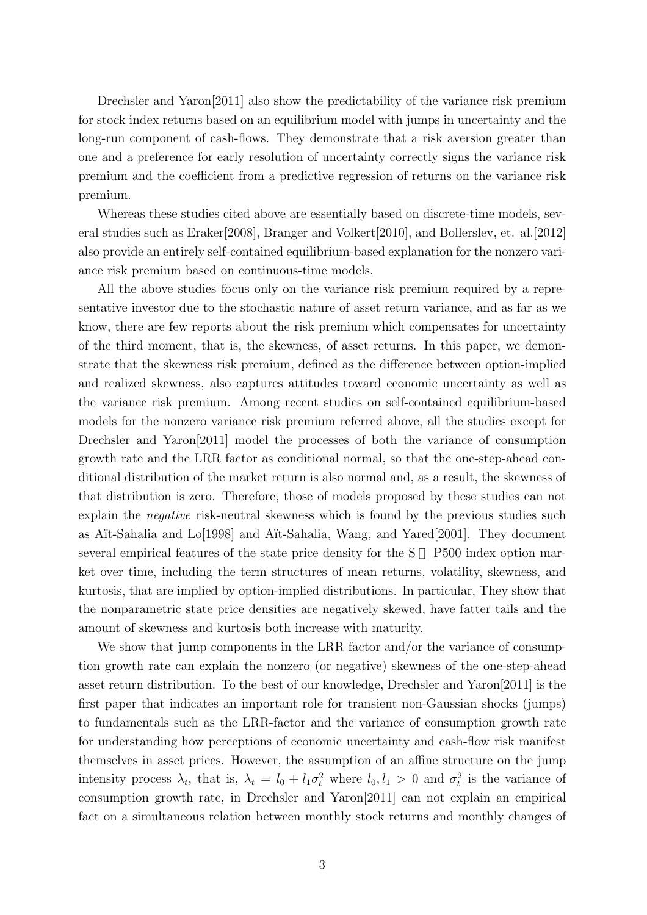Drechsler and Yaron[2011] also show the predictability of the variance risk premium for stock index returns based on an equilibrium model with jumps in uncertainty and the long-run component of cash-flows. They demonstrate that a risk aversion greater than one and a preference for early resolution of uncertainty correctly signs the variance risk premium and the coefficient from a predictive regression of returns on the variance risk premium.

Whereas these studies cited above are essentially based on discrete-time models, several studies such as Eraker[2008], Branger and Volkert[2010], and Bollerslev, et. al.[2012] also provide an entirely self-contained equilibrium-based explanation for the nonzero variance risk premium based on continuous-time models.

All the above studies focus only on the variance risk premium required by a representative investor due to the stochastic nature of asset return variance, and as far as we know, there are few reports about the risk premium which compensates for uncertainty of the third moment, that is, the skewness, of asset returns. In this paper, we demonstrate that the skewness risk premium, defined as the difference between option-implied and realized skewness, also captures attitudes toward economic uncertainty as well as the variance risk premium. Among recent studies on self-contained equilibrium-based models for the nonzero variance risk premium referred above, all the studies except for Drechsler and Yaron[2011] model the processes of both the variance of consumption growth rate and the LRR factor as conditional normal, so that the one-step-ahead conditional distribution of the market return is also normal and, as a result, the skewness of that distribution is zero. Therefore, those of models proposed by these studies can not explain the *negative* risk-neutral skewness which is found by the previous studies such as Aït-Sahalia and Lo[1998] and Aït-Sahalia, Wang, and Yared[2001]. They document several empirical features of the state price density for the S&P500 index option market over time, including the term structures of mean returns, volatility, skewness, and kurtosis, that are implied by option-implied distributions. In particular, They show that the nonparametric state price densities are negatively skewed, have fatter tails and the amount of skewness and kurtosis both increase with maturity.

We show that jump components in the LRR factor and/or the variance of consumption growth rate can explain the nonzero (or negative) skewness of the one-step-ahead asset return distribution. To the best of our knowledge, Drechsler and Yaron[2011] is the first paper that indicates an important role for transient non-Gaussian shocks (jumps) to fundamentals such as the LRR-factor and the variance of consumption growth rate for understanding how perceptions of economic uncertainty and cash-flow risk manifest themselves in asset prices. However, the assumption of an affine structure on the jump intensity process $\lambda_t$, that is, $\lambda_t = l_0 + l_1\sigma_t^2$ where $l_0, l_1 > 0$ and $\sigma_t^2$ is the variance of consumption growth rate, in Drechsler and Yaron[2011] can not explain an empirical fact on a simultaneous relation between monthly stock returns and monthly changes of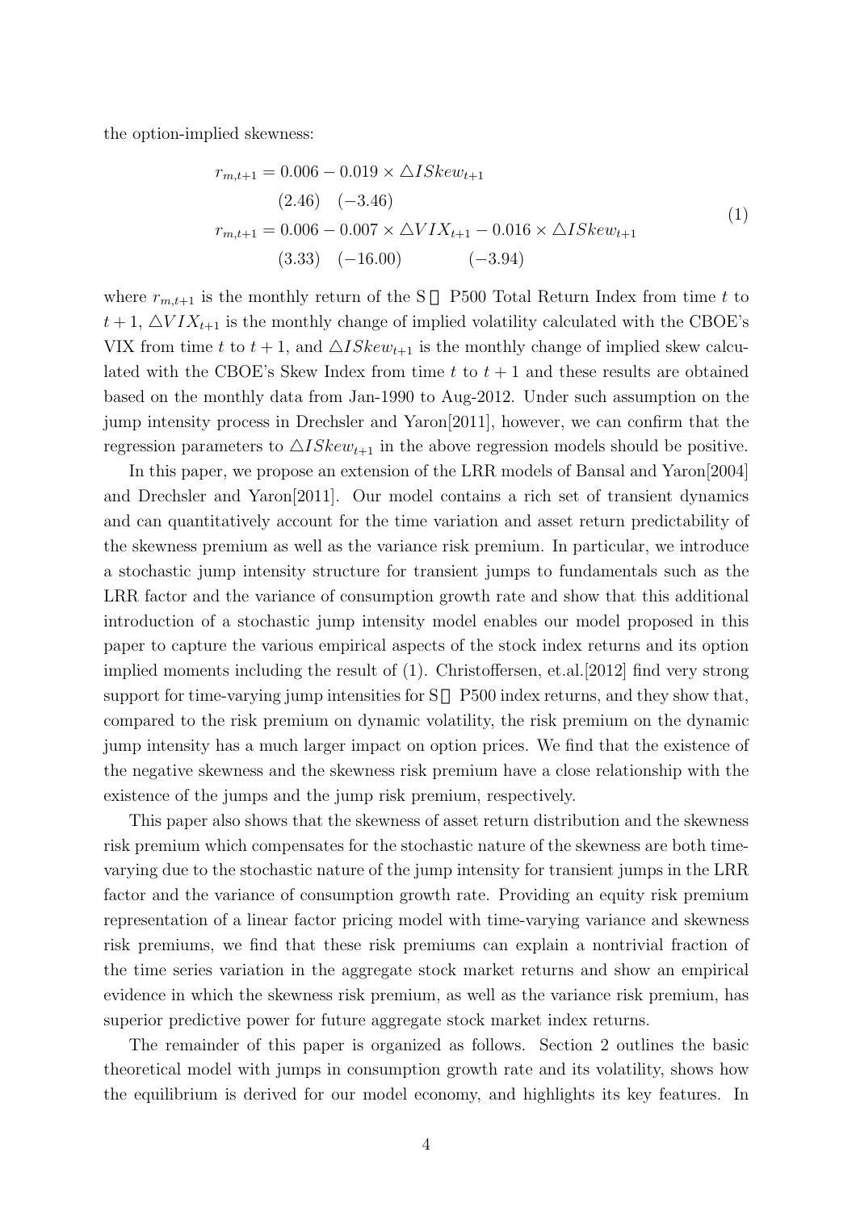the option-implied skewness:

$$
\begin{aligned}
r_{m,t+1} &= \underset{(2.46)}{0.006} - \underset{(-3.46)}{0.019} \times \triangle ISkew_{t+1} \\
r_{m,t+1} &= \underset{(3.33)}{0.006} - \underset{(-16.00)}{0.007} \times \triangle VIX_{t+1} - \underset{(-3.94)}{0.016} \times \triangle ISkew_{t+1}
\end{aligned}
\tag{1}
$$

where $r_{m,t+1}$ is the monthly return of the S&P500 Total Return Index from time $t$ to $t+1$, $\triangle VIX_{t+1}$ is the monthly change of implied volatility calculated with the CBOE's VIX from time $t$ to $t+1$, and $\triangle ISkew_{t+1}$ is the monthly change of implied skew calculated with the CBOE's Skew Index from time $t$ to $t+1$ and these results are obtained based on the monthly data from Jan-1990 to Aug-2012. Under such assumption on the jump intensity process in Drechsler and Yaron[2011], however, we can confirm that the regression parameters to $\triangle ISkew_{t+1}$ in the above regression models should be positive.

In this paper, we propose an extension of the LRR models of Bansal and Yaron[2004] and Drechsler and Yaron[2011]. Our model contains a rich set of transient dynamics and can quantitatively account for the time variation and asset return predictability of the skewness premium as well as the variance risk premium. In particular, we introduce a stochastic jump intensity structure for transient jumps to fundamentals such as the LRR factor and the variance of consumption growth rate and show that this additional introduction of a stochastic jump intensity model enables our model proposed in this paper to capture the various empirical aspects of the stock index returns and its option implied moments including the result of (1). Christoffersen, et.al.[2012] find very strong support for time-varying jump intensities for S&P500 index returns, and they show that, compared to the risk premium on dynamic volatility, the risk premium on the dynamic jump intensity has a much larger impact on option prices. We find that the existence of the negative skewness and the skewness risk premium have a close relationship with the existence of the jumps and the jump risk premium, respectively.

This paper also shows that the skewness of asset return distribution and the skewness risk premium which compensates for the stochastic nature of the skewness are both time-varying due to the stochastic nature of the jump intensity for transient jumps in the LRR factor and the variance of consumption growth rate. Providing an equity risk premium representation of a linear factor pricing model with time-varying variance and skewness risk premiums, we find that these risk premiums can explain a nontrivial fraction of the time series variation in the aggregate stock market returns and show an empirical evidence in which the skewness risk premium, as well as the variance risk premium, has superior predictive power for future aggregate stock market index returns.

The remainder of this paper is organized as follows. Section 2 outlines the basic theoretical model with jumps in consumption growth rate and its volatility, shows how the equilibrium is derived for our model economy, and highlights its key features. In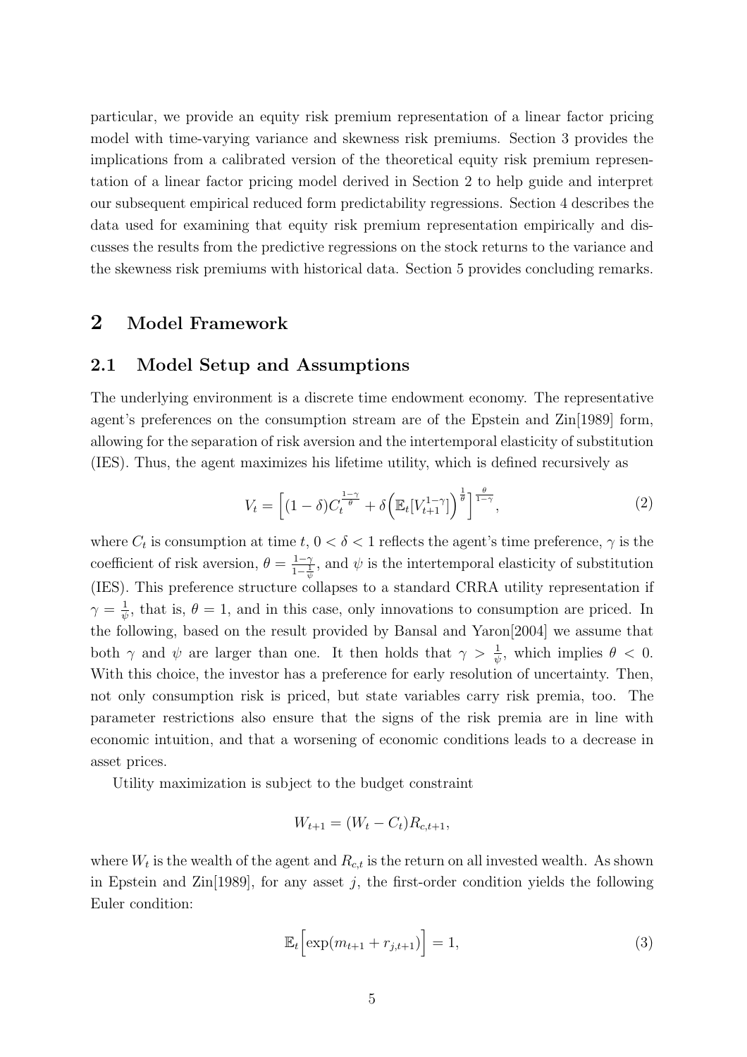particular, we provide an equity risk premium representation of a linear factor pricing model with time-varying variance and skewness risk premiums. Section 3 provides the implications from a calibrated version of the theoretical equity risk premium representation of a linear factor pricing model derived in Section 2 to help guide and interpret our subsequent empirical reduced form predictability regressions. Section 4 describes the data used for examining that equity risk premium representation empirically and discusses the results from the predictive regressions on the stock returns to the variance and the skewness risk premiums with historical data. Section 5 provides concluding remarks.

## 2 Model Framework

### 2.1 Model Setup and Assumptions

The underlying environment is a discrete time endowment economy. The representative agent's preferences on the consumption stream are of the Epstein and Zin[1989] form, allowing for the separation of risk aversion and the intertemporal elasticity of substitution (IES). Thus, the agent maximizes his lifetime utility, which is defined recursively as

$$V_t = \Big[(1-\delta)C_t^{\frac{1-\gamma}{\theta}} + \delta\Big(\mathbb{E}_t[V_{t+1}^{1-\gamma}]\Big)^{\frac{1}{\theta}}\Big]^{\frac{\theta}{1-\gamma}}, \tag{2}$$

where $C_t$ is consumption at time $t$, $0 < \delta < 1$ reflects the agent's time preference, $\gamma$ is the coefficient of risk aversion, $\theta = \frac{1-\gamma}{1-\frac{1}{\psi}}$, and $\psi$ is the intertemporal elasticity of substitution (IES). This preference structure collapses to a standard CRRA utility representation if $\gamma = \frac{1}{\psi}$, that is, $\theta = 1$, and in this case, only innovations to consumption are priced. In the following, based on the result provided by Bansal and Yaron[2004] we assume that both $\gamma$ and $\psi$ are larger than one. It then holds that $\gamma > \frac{1}{\psi}$, which implies $\theta < 0$. With this choice, the investor has a preference for early resolution of uncertainty. Then, not only consumption risk is priced, but state variables carry risk premia, too. The parameter restrictions also ensure that the signs of the risk premia are in line with economic intuition, and that a worsening of economic conditions leads to a decrease in asset prices.

Utility maximization is subject to the budget constraint

$$W_{t+1} = (W_t - C_t)R_{c,t+1},$$

where $W_t$ is the wealth of the agent and $R_{c,t}$ is the return on all invested wealth. As shown in Epstein and Zin[1989], for any asset $j$, the first-order condition yields the following Euler condition:

$$\mathbb{E}_t\Big[\exp(m_{t+1} + r_{j,t+1})\Big] = 1, \tag{3}$$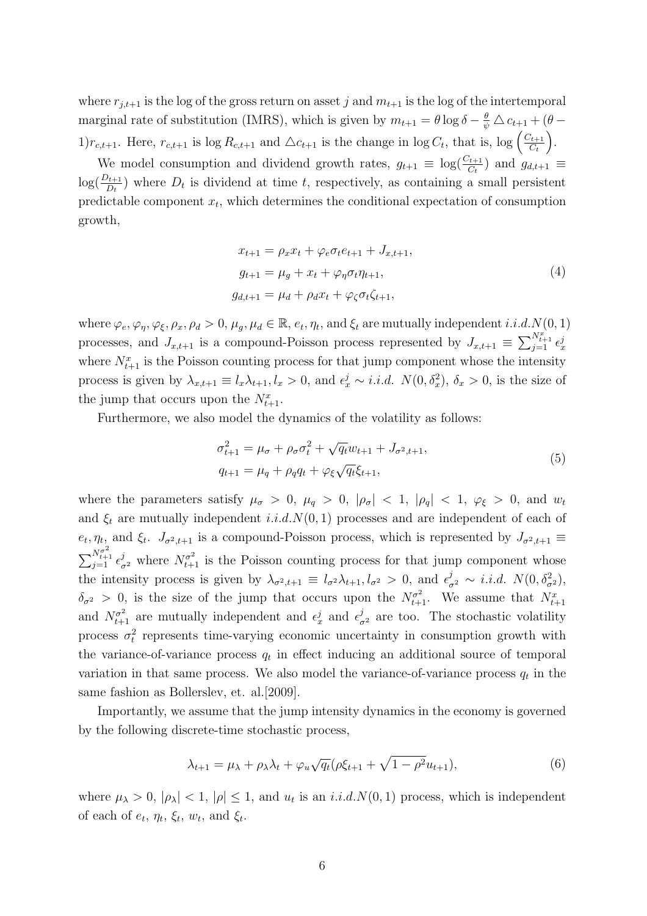where $r_{j,t+1}$ is the log of the gross return on asset $j$ and $m_{t+1}$ is the log of the intertemporal marginal rate of substitution (IMRS), which is given by $m_{t+1} = \theta \log \delta - \frac{\theta}{\psi} \triangle c_{t+1} + (\theta - 1) r_{c,t+1}$. Here, $r_{c,t+1}$ is $\log R_{c,t+1}$ and $\triangle c_{t+1}$ is the change in $\log C_t$, that is, $\log \left( \frac{C_{t+1}}{C_t} \right)$.

We model consumption and dividend growth rates, $g_{t+1} \equiv \log(\frac{C_{t+1}}{C_t})$ and $g_{d,t+1} \equiv \log(\frac{D_{t+1}}{D_t})$ where $D_t$ is dividend at time $t$, respectively, as containing a small persistent predictable component $x_t$, which determines the conditional expectation of consumption growth,

$$
\begin{aligned}
x_{t+1} &= \rho_x x_t + \varphi_e \sigma_t e_{t+1} + J_{x,t+1}, \\
g_{t+1} &= \mu_g + x_t + \varphi_\eta \sigma_t \eta_{t+1}, \\
g_{d,t+1} &= \mu_d + \rho_d x_t + \varphi_\zeta \sigma_t \zeta_{t+1},
\end{aligned}
\tag{4}
$$

where $\varphi_e, \varphi_\eta, \varphi_\xi, \rho_x, \rho_d > 0$, $\mu_g, \mu_d \in \mathbb{R}$, $e_t, \eta_t$, and $\xi_t$ are mutually independent $i.i.d.N(0,1)$ processes, and $J_{x,t+1}$ is a compound-Poisson process represented by $J_{x,t+1} \equiv \sum_{j=1}^{N_{t+1}^x} \epsilon_x^j$ where $N_{t+1}^x$ is the Poisson counting process for that jump component whose the intensity process is given by $\lambda_{x,t+1} \equiv l_x \lambda_{t+1}, l_x > 0$, and $\epsilon_x^j \sim i.i.d.\ N(0, \delta_x^2)$, $\delta_x > 0$, is the size of the jump that occurs upon the $N_{t+1}^x$.

Furthermore, we also model the dynamics of the volatility as follows:

$$
\begin{aligned}
\sigma_{t+1}^2 &= \mu_\sigma + \rho_\sigma \sigma_t^2 + \sqrt{q_t} w_{t+1} + J_{\sigma^2,t+1}, \\
q_{t+1} &= \mu_q + \rho_q q_t + \varphi_\xi \sqrt{q_t} \xi_{t+1},
\end{aligned}
\tag{5}
$$

where the parameters satisfy $\mu_\sigma > 0$, $\mu_q > 0$, $|\rho_\sigma| < 1$, $|\rho_q| < 1$, $\varphi_\xi > 0$, and $w_t$ and $\xi_t$ are mutually independent $i.i.d.N(0,1)$ processes and are independent of each of $e_t, \eta_t$, and $\xi_t$. $J_{\sigma^2,t+1}$ is a compound-Poisson process, which is represented by $J_{\sigma^2,t+1} \equiv \sum_{j=1}^{N_{t+1}^{\sigma^2}} \epsilon_{\sigma^2}^j$ where $N_{t+1}^{\sigma^2}$ is the Poisson counting process for that jump component whose the intensity process is given by $\lambda_{\sigma^2,t+1} \equiv l_{\sigma^2} \lambda_{t+1}, l_{\sigma^2} > 0$, and $\epsilon_{\sigma^2}^j \sim i.i.d.\ N(0, \delta_{\sigma^2}^2)$, $\delta_{\sigma^2} > 0$, is the size of the jump that occurs upon the $N_{t+1}^{\sigma^2}$. We assume that $N_{t+1}^x$ and $N_{t+1}^{\sigma^2}$ are mutually independent and $\epsilon_x^j$ and $\epsilon_{\sigma^2}^j$ are too. The stochastic volatility process $\sigma_t^2$ represents time-varying economic uncertainty in consumption growth with the variance-of-variance process $q_t$ in effect inducing an additional source of temporal variation in that same process. We also model the variance-of-variance process $q_t$ in the same fashion as Bollerslev, et. al.[2009].

Importantly, we assume that the jump intensity dynamics in the economy is governed by the following discrete-time stochastic process,

$$
\lambda_{t+1} = \mu_\lambda + \rho_\lambda \lambda_t + \varphi_u \sqrt{q_t} (\rho \xi_{t+1} + \sqrt{1 - \rho^2} u_{t+1}),
\tag{6}
$$

where $\mu_\lambda > 0$, $|\rho_\lambda| < 1$, $|\rho| \leq 1$, and $u_t$ is an $i.i.d.N(0,1)$ process, which is independent of each of $e_t$, $\eta_t$, $\xi_t$, $w_t$, and $\xi_t$.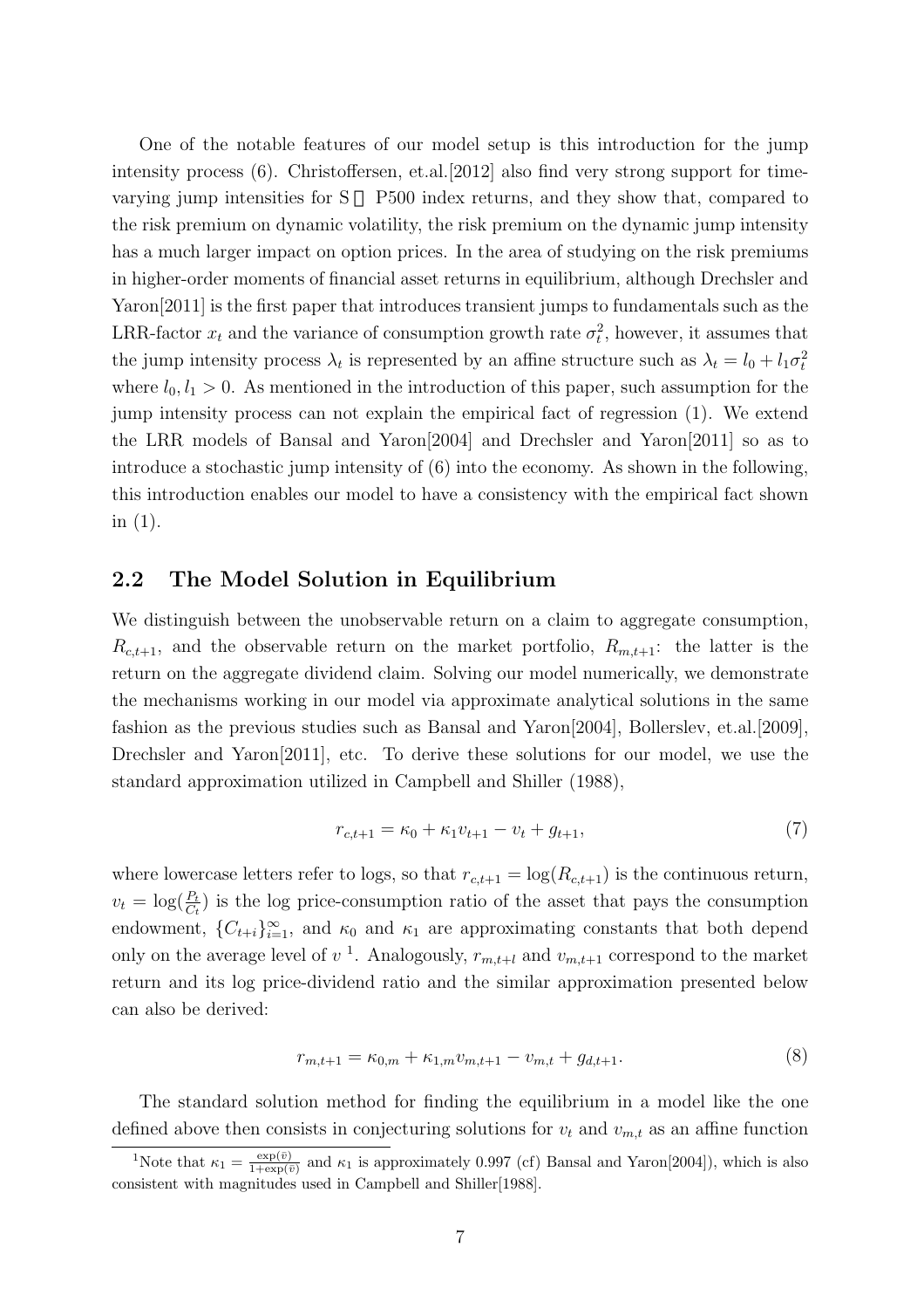One of the notable features of our model setup is this introduction for the jump intensity process (6). Christoffersen, et.al.[2012] also find very strong support for time-varying jump intensities for S&P500 index returns, and they show that, compared to the risk premium on dynamic volatility, the risk premium on the dynamic jump intensity has a much larger impact on option prices. In the area of studying on the risk premiums in higher-order moments of financial asset returns in equilibrium, although Drechsler and Yaron[2011] is the first paper that introduces transient jumps to fundamentals such as the LRR-factor $x_t$ and the variance of consumption growth rate $\sigma_t^2$, however, it assumes that the jump intensity process $\lambda_t$ is represented by an affine structure such as $\lambda_t = l_0 + l_1\sigma_t^2$ where $l_0, l_1 > 0$. As mentioned in the introduction of this paper, such assumption for the jump intensity process can not explain the empirical fact of regression (1). We extend the LRR models of Bansal and Yaron[2004] and Drechsler and Yaron[2011] so as to introduce a stochastic jump intensity of (6) into the economy. As shown in the following, this introduction enables our model to have a consistency with the empirical fact shown in (1).

## 2.2 The Model Solution in Equilibrium

We distinguish between the unobservable return on a claim to aggregate consumption, $R_{c,t+1}$, and the observable return on the market portfolio, $R_{m,t+1}$: the latter is the return on the aggregate dividend claim. Solving our model numerically, we demonstrate the mechanisms working in our model via approximate analytical solutions in the same fashion as the previous studies such as Bansal and Yaron[2004], Bollerslev, et.al.[2009], Drechsler and Yaron[2011], etc. To derive these solutions for our model, we use the standard approximation utilized in Campbell and Shiller (1988),

$$r_{c,t+1} = \kappa_0 + \kappa_1 v_{t+1} - v_t + g_{t+1}, \tag{7}$$

where lowercase letters refer to logs, so that $r_{c,t+1} = \log(R_{c,t+1})$ is the continuous return, $v_t = \log(\frac{P_t}{C_t})$ is the log price-consumption ratio of the asset that pays the consumption endowment, $\{C_{t+i}\}_{i=1}^{\infty}$, and $\kappa_0$ and $\kappa_1$ are approximating constants that both depend only on the average level of $v$ [1]. Analogously, $r_{m,t+l}$ and $v_{m,t+1}$ correspond to the market return and its log price-dividend ratio and the similar approximation presented below can also be derived:

$$r_{m,t+1} = \kappa_{0,m} + \kappa_{1,m} v_{m,t+1} - v_{m,t} + g_{d,t+1}. \tag{8}$$

The standard solution method for finding the equilibrium in a model like the one defined above then consists in conjecturing solutions for $v_t$ and $v_{m,t}$ as an affine function

[1] Note that $\kappa_1 = \frac{\exp(\bar{v})}{1+\exp(\bar{v})}$ and $\kappa_1$ is approximately 0.997 (cf) Bansal and Yaron[2004]), which is also consistent with magnitudes used in Campbell and Shiller[1988].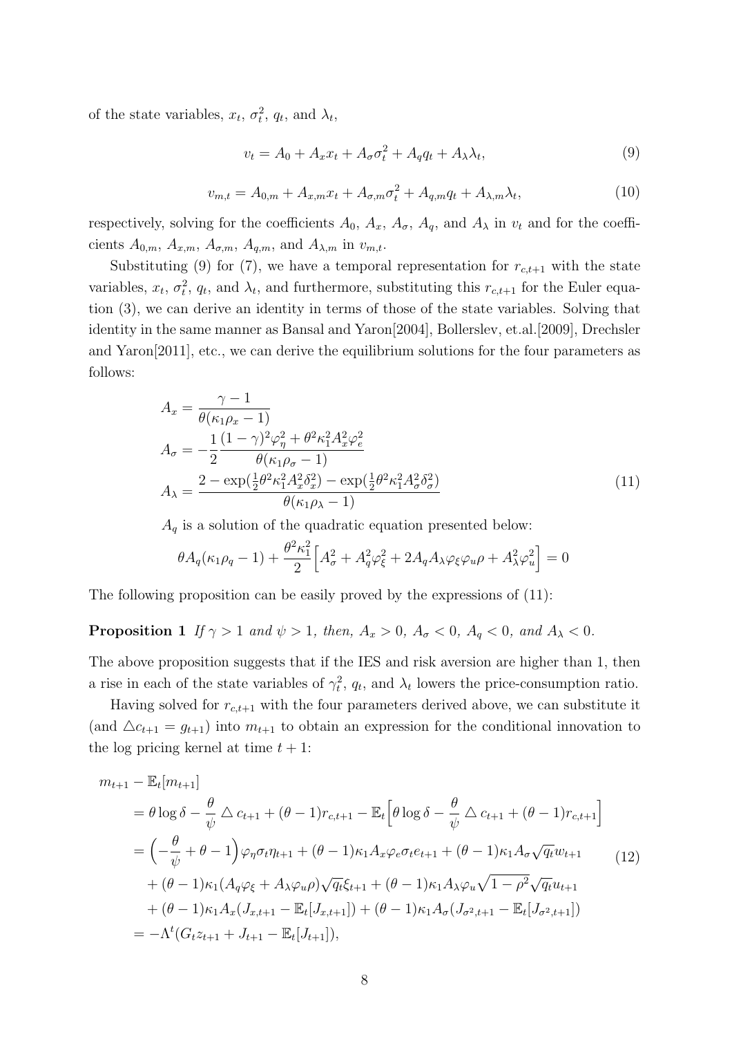of the state variables, $x_t$, $\sigma_t^2$, $q_t$, and $\lambda_t$,

$$v_t = A_0 + A_x x_t + A_\sigma \sigma_t^2 + A_q q_t + A_\lambda \lambda_t, \tag{9}$$

$$v_{m,t} = A_{0,m} + A_{x,m} x_t + A_{\sigma,m} \sigma_t^2 + A_{q,m} q_t + A_{\lambda,m} \lambda_t, \tag{10}$$

respectively, solving for the coefficients $A_0$, $A_x$, $A_\sigma$, $A_q$, and $A_\lambda$ in $v_t$ and for the coefficients $A_{0,m}$, $A_{x,m}$, $A_{\sigma,m}$, $A_{q,m}$, and $A_{\lambda,m}$ in $v_{m,t}$.

Substituting (9) for (7), we have a temporal representation for $r_{c,t+1}$ with the state variables, $x_t$, $\sigma_t^2$, $q_t$, and $\lambda_t$, and furthermore, substituting this $r_{c,t+1}$ for the Euler equation (3), we can derive an identity in terms of those of the state variables. Solving that identity in the same manner as Bansal and Yaron[2004], Bollerslev, et.al.[2009], Drechsler and Yaron[2011], etc., we can derive the equilibrium solutions for the four parameters as follows:

$$\begin{aligned}
A_x &= \frac{\gamma - 1}{\theta(\kappa_1 \rho_x - 1)} \\
A_\sigma &= -\frac{1}{2} \frac{(1-\gamma)^2 \varphi_\eta^2 + \theta^2 \kappa_1^2 A_x^2 \varphi_e^2}{\theta(\kappa_1 \rho_\sigma - 1)} \\
A_\lambda &= \frac{2 - \exp(\frac{1}{2}\theta^2 \kappa_1^2 A_x^2 \delta_x^2) - \exp(\frac{1}{2}\theta^2 \kappa_1^2 A_\sigma^2 \delta_\sigma^2)}{\theta(\kappa_1 \rho_\lambda - 1)}
\end{aligned} \tag{11}$$

$A_q$ is a solution of the quadratic equation presented below:

$$\theta A_q(\kappa_1 \rho_q - 1) + \frac{\theta^2 \kappa_1^2}{2} \Big[ A_\sigma^2 + A_q^2 \varphi_\xi^2 + 2 A_q A_\lambda \varphi_\xi \varphi_u \rho + A_\lambda^2 \varphi_u^2 \Big] = 0$$

The following proposition can be easily proved by the expressions of (11):

**Proposition 1** *If $\gamma > 1$ and $\psi > 1$, then, $A_x > 0$, $A_\sigma < 0$, $A_q < 0$, and $A_\lambda < 0$.*

The above proposition suggests that if the IES and risk aversion are higher than 1, then a rise in each of the state variables of $\gamma_t^2$, $q_t$, and $\lambda_t$ lowers the price-consumption ratio.

Having solved for $r_{c,t+1}$ with the four parameters derived above, we can substitute it (and $\triangle c_{t+1} = g_{t+1}$) into $m_{t+1}$ to obtain an expression for the conditional innovation to the log pricing kernel at time $t+1$:

$$\begin{aligned}
m_{t+1} - \mathbb{E}_t[m_{t+1}] &= \theta \log \delta - \frac{\theta}{\psi} \triangle c_{t+1} + (\theta - 1) r_{c,t+1} - \mathbb{E}_t\Big[\theta \log \delta - \frac{\theta}{\psi} \triangle c_{t+1} + (\theta - 1) r_{c,t+1}\Big] \\
&= \Big(-\frac{\theta}{\psi} + \theta - 1\Big) \varphi_\eta \sigma_t \eta_{t+1} + (\theta - 1)\kappa_1 A_x \varphi_e \sigma_t e_{t+1} + (\theta - 1)\kappa_1 A_\sigma \sqrt{q_t} w_{t+1} \\
&\quad + (\theta - 1)\kappa_1 (A_q \varphi_\xi + A_\lambda \varphi_u \rho) \sqrt{q_t} \xi_{t+1} + (\theta - 1)\kappa_1 A_\lambda \varphi_u \sqrt{1 - \rho^2} \sqrt{q_t} u_{t+1} \\
&\quad + (\theta - 1)\kappa_1 A_x (J_{x,t+1} - \mathbb{E}_t[J_{x,t+1}]) + (\theta - 1)\kappa_1 A_\sigma (J_{\sigma^2,t+1} - \mathbb{E}_t[J_{\sigma^2,t+1}]) \\
&= -\Lambda^t (G_t z_{t+1} + J_{t+1} - \mathbb{E}_t[J_{t+1}]),
\end{aligned} \tag{12}$$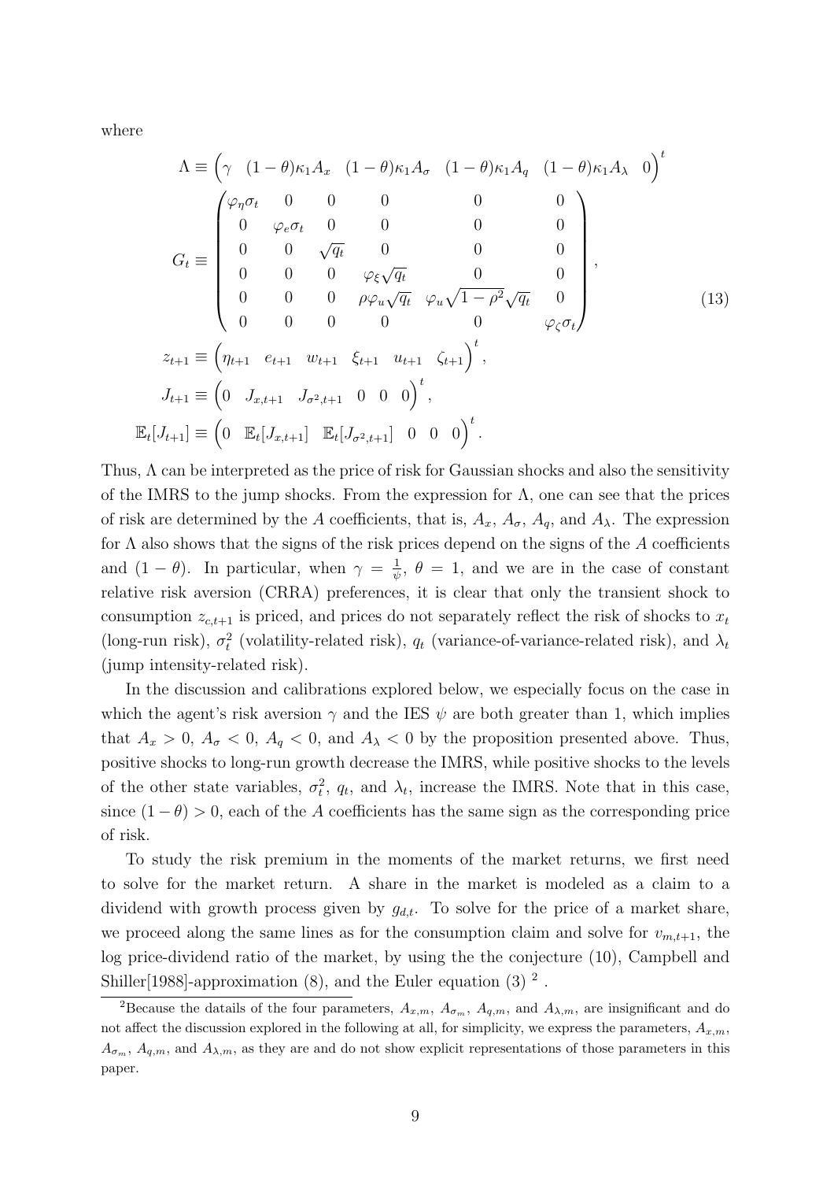where

$$
\begin{aligned}
\Lambda &\equiv \begin{pmatrix} \gamma & (1-\theta)\kappa_1 A_x & (1-\theta)\kappa_1 A_\sigma & (1-\theta)\kappa_1 A_q & (1-\theta)\kappa_1 A_\lambda & 0 \end{pmatrix}^t \\
G_t &\equiv \begin{pmatrix} \varphi_\eta \sigma_t & 0 & 0 & 0 & 0 & 0 \\ 0 & \varphi_e \sigma_t & 0 & 0 & 0 & 0 \\ 0 & 0 & \sqrt{q_t} & 0 & 0 & 0 \\ 0 & 0 & 0 & \varphi_\xi \sqrt{q_t} & 0 & 0 \\ 0 & 0 & 0 & \rho\varphi_u \sqrt{q_t} & \varphi_u \sqrt{1-\rho^2}\sqrt{q_t} & 0 \\ 0 & 0 & 0 & 0 & 0 & \varphi_\zeta \sigma_t \end{pmatrix}, \\
z_{t+1} &\equiv \begin{pmatrix} \eta_{t+1} & e_{t+1} & w_{t+1} & \xi_{t+1} & u_{t+1} & \zeta_{t+1} \end{pmatrix}^t, \\
J_{t+1} &\equiv \begin{pmatrix} 0 & J_{x,t+1} & J_{\sigma^2,t+1} & 0 & 0 & 0 \end{pmatrix}^t, \\
\mathbb{E}_t[J_{t+1}] &\equiv \begin{pmatrix} 0 & \mathbb{E}_t[J_{x,t+1}] & \mathbb{E}_t[J_{\sigma^2,t+1}] & 0 & 0 & 0 \end{pmatrix}^t.
\end{aligned}
\tag{13}
$$

Thus, $\Lambda$ can be interpreted as the price of risk for Gaussian shocks and also the sensitivity of the IMRS to the jump shocks. From the expression for $\Lambda$, one can see that the prices of risk are determined by the $A$ coefficients, that is, $A_x$, $A_\sigma$, $A_q$, and $A_\lambda$. The expression for $\Lambda$ also shows that the signs of the risk prices depend on the signs of the $A$ coefficients and $(1-\theta)$. In particular, when $\gamma = \frac{1}{\psi}$, $\theta = 1$, and we are in the case of constant relative risk aversion (CRRA) preferences, it is clear that only the transient shock to consumption $z_{c,t+1}$ is priced, and prices do not separately reflect the risk of shocks to $x_t$ (long-run risk), $\sigma_t^2$ (volatility-related risk), $q_t$ (variance-of-variance-related risk), and $\lambda_t$ (jump intensity-related risk).

In the discussion and calibrations explored below, we especially focus on the case in which the agent's risk aversion $\gamma$ and the IES $\psi$ are both greater than 1, which implies that $A_x > 0$, $A_\sigma < 0$, $A_q < 0$, and $A_\lambda < 0$ by the proposition presented above. Thus, positive shocks to long-run growth decrease the IMRS, while positive shocks to the levels of the other state variables, $\sigma_t^2$, $q_t$, and $\lambda_t$, increase the IMRS. Note that in this case, since $(1-\theta) > 0$, each of the $A$ coefficients has the same sign as the corresponding price of risk.

To study the risk premium in the moments of the market returns, we first need to solve for the market return. A share in the market is modeled as a claim to a dividend with growth process given by $g_{d,t}$. To solve for the price of a market share, we proceed along the same lines as for the consumption claim and solve for $v_{m,t+1}$, the log price-dividend ratio of the market, by using the the conjecture (10), Campbell and Shiller[1988]-approximation (8), and the Euler equation (3) [2] .

[2] Because the datails of the four parameters, $A_{x,m}$, $A_{\sigma_m}$, $A_{q,m}$, and $A_{\lambda,m}$, are insignificant and do not affect the discussion explored in the following at all, for simplicity, we express the parameters, $A_{x,m}$, $A_{\sigma_m}$, $A_{q,m}$, and $A_{\lambda,m}$, as they are and do not show explicit representations of those parameters in this paper.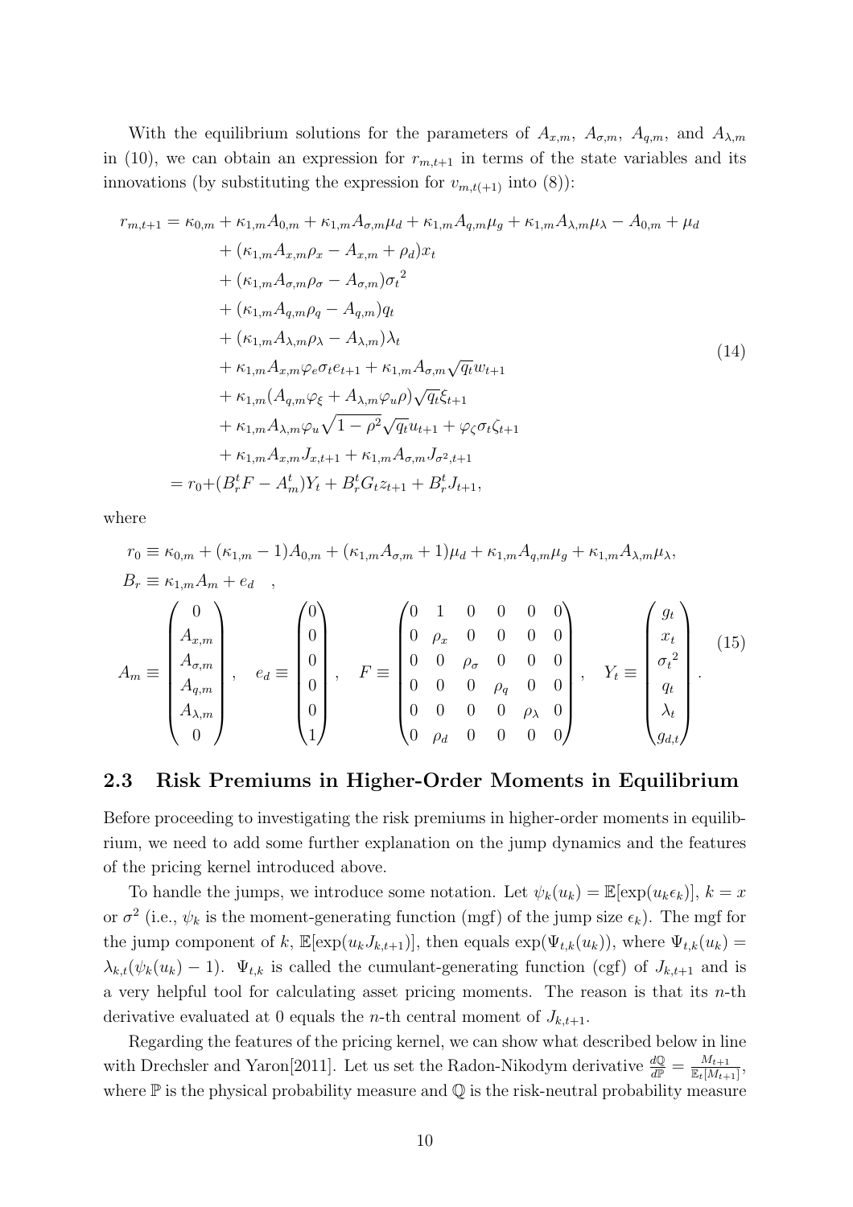With the equilibrium solutions for the parameters of $A_{x,m}$, $A_{\sigma,m}$, $A_{q,m}$, and $A_{\lambda,m}$ in (10), we can obtain an expression for $r_{m,t+1}$ in terms of the state variables and its innovations (by substituting the expression for $v_{m,t(+1)}$ into (8)):

$$
\begin{aligned}
r_{m,t+1} = \; & \kappa_{0,m} + \kappa_{1,m}A_{0,m} + \kappa_{1,m}A_{\sigma,m}\mu_d + \kappa_{1,m}A_{q,m}\mu_g + \kappa_{1,m}A_{\lambda,m}\mu_\lambda - A_{0,m} + \mu_d \\
& + (\kappa_{1,m}A_{x,m}\rho_x - A_{x,m} + \rho_d)x_t \\
& + (\kappa_{1,m}A_{\sigma,m}\rho_\sigma - A_{\sigma,m}){\sigma_t}^2 \\
& + (\kappa_{1,m}A_{q,m}\rho_q - A_{q,m})q_t \\
& + (\kappa_{1,m}A_{\lambda,m}\rho_\lambda - A_{\lambda,m})\lambda_t \\
& + \kappa_{1,m}A_{x,m}\varphi_e\sigma_t e_{t+1} + \kappa_{1,m}A_{\sigma,m}\sqrt{q_t}w_{t+1} \\
& + \kappa_{1,m}(A_{q,m}\varphi_\xi + A_{\lambda,m}\varphi_u\rho)\sqrt{q_t}\xi_{t+1} \\
& + \kappa_{1,m}A_{\lambda,m}\varphi_u\sqrt{1-\rho^2}\sqrt{q_t}u_{t+1} + \varphi_\zeta\sigma_t\zeta_{t+1} \\
& + \kappa_{1,m}A_{x,m}J_{x,t+1} + \kappa_{1,m}A_{\sigma,m}J_{\sigma^2,t+1} \\
= \; & r_0 + (B_r^t F - A_m^t)Y_t + B_r^t G_t z_{t+1} + B_r^t J_{t+1},
\end{aligned}
\tag{14}
$$

where

$$
\begin{aligned}
& r_0 \equiv \kappa_{0,m} + (\kappa_{1,m} - 1)A_{0,m} + (\kappa_{1,m}A_{\sigma,m} + 1)\mu_d + \kappa_{1,m}A_{q,m}\mu_g + \kappa_{1,m}A_{\lambda,m}\mu_\lambda, \\
& B_r \equiv \kappa_{1,m}A_m + e_d \quad , \\
& A_m \equiv \begin{pmatrix} 0 \\ A_{x,m} \\ A_{\sigma,m} \\ A_{q,m} \\ A_{\lambda,m} \\ 0 \end{pmatrix}, \quad
e_d \equiv \begin{pmatrix} 0 \\ 0 \\ 0 \\ 0 \\ 0 \\ 1 \end{pmatrix}, \quad
F \equiv \begin{pmatrix} 0 & 1 & 0 & 0 & 0 & 0 \\ 0 & \rho_x & 0 & 0 & 0 & 0 \\ 0 & 0 & \rho_\sigma & 0 & 0 & 0 \\ 0 & 0 & 0 & \rho_q & 0 & 0 \\ 0 & 0 & 0 & 0 & \rho_\lambda & 0 \\ 0 & \rho_d & 0 & 0 & 0 & 0 \end{pmatrix}, \quad
Y_t \equiv \begin{pmatrix} g_t \\ x_t \\ {\sigma_t}^2 \\ q_t \\ \lambda_t \\ g_{d,t} \end{pmatrix}.
\end{aligned}
\tag{15}
$$

## 2.3 Risk Premiums in Higher-Order Moments in Equilibrium

Before proceeding to investigating the risk premiums in higher-order moments in equilibrium, we need to add some further explanation on the jump dynamics and the features of the pricing kernel introduced above.

To handle the jumps, we introduce some notation. Let $\psi_k(u_k) = \mathbb{E}[\exp(u_k\epsilon_k)]$, $k = x$ or $\sigma^2$ (i.e., $\psi_k$ is the moment-generating function (mgf) of the jump size $\epsilon_k$). The mgf for the jump component of $k$, $\mathbb{E}[\exp(u_k J_{k,t+1})]$, then equals $\exp(\Psi_{t,k}(u_k))$, where $\Psi_{t,k}(u_k) = \lambda_{k,t}(\psi_k(u_k) - 1)$. $\Psi_{t,k}$ is called the cumulant-generating function (cgf) of $J_{k,t+1}$ and is a very helpful tool for calculating asset pricing moments. The reason is that its $n$-th derivative evaluated at 0 equals the $n$-th central moment of $J_{k,t+1}$.

Regarding the features of the pricing kernel, we can show what described below in line with Drechsler and Yaron[2011]. Let us set the Radon-Nikodym derivative $\frac{d\mathbb{Q}}{d\mathbb{P}} = \frac{M_{t+1}}{\mathbb{E}_t[M_{t+1}]}$, where $\mathbb{P}$ is the physical probability measure and $\mathbb{Q}$ is the risk-neutral probability measure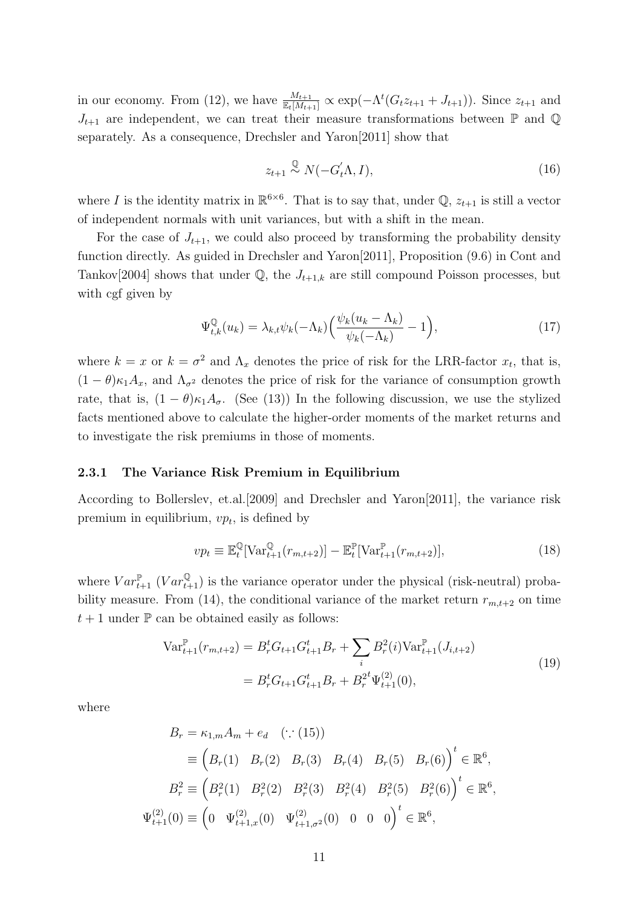in our economy. From (12), we have $\frac{M_{t+1}}{\mathbb{E}_t[M_{t+1}]} \propto \exp(-\Lambda^t(G_t z_{t+1} + J_{t+1}))$. Since $z_{t+1}$ and $J_{t+1}$ are independent, we can treat their measure transformations between $\mathbb{P}$ and $\mathbb{Q}$ separately. As a consequence, Drechsler and Yaron[2011] show that

$$z_{t+1} \overset{\mathbb{Q}}{\sim} N(-G_t^{'}\Lambda, I), \tag{16}$$

where $I$ is the identity matrix in $\mathbb{R}^{6\times 6}$. That is to say that, under $\mathbb{Q}$, $z_{t+1}$ is still a vector of independent normals with unit variances, but with a shift in the mean.

For the case of $J_{t+1}$, we could also proceed by transforming the probability density function directly. As guided in Drechsler and Yaron[2011], Proposition (9.6) in Cont and Tankov[2004] shows that under $\mathbb{Q}$, the $J_{t+1,k}$ are still compound Poisson processes, but with cgf given by

$$\Psi^{\mathbb{Q}}_{t,k}(u_k) = \lambda_{k,t}\psi_k(-\Lambda_k)\Big(\frac{\psi_k(u_k - \Lambda_k)}{\psi_k(-\Lambda_k)} - 1\Big), \tag{17}$$

where $k = x$ or $k = \sigma^2$ and $\Lambda_x$ denotes the price of risk for the LRR-factor $x_t$, that is, $(1-\theta)\kappa_1 A_x$, and $\Lambda_{\sigma^2}$ denotes the price of risk for the variance of consumption growth rate, that is, $(1-\theta)\kappa_1 A_\sigma$. (See (13)) In the following discussion, we use the stylized facts mentioned above to calculate the higher-order moments of the market returns and to investigate the risk premiums in those of moments.

### 2.3.1 The Variance Risk Premium in Equilibrium

According to Bollerslev, et.al.[2009] and Drechsler and Yaron[2011], the variance risk premium in equilibrium, $vp_t$, is defined by

$$vp_t \equiv \mathbb{E}^{\mathbb{Q}}_t[\text{Var}^{\mathbb{Q}}_{t+1}(r_{m,t+2})] - \mathbb{E}^{\mathbb{P}}_t[\text{Var}^{\mathbb{P}}_{t+1}(r_{m,t+2})], \tag{18}$$

where $Var^{\mathbb{P}}_{t+1}$ ($Var^{\mathbb{Q}}_{t+1}$) is the variance operator under the physical (risk-neutral) probability measure. From (14), the conditional variance of the market return $r_{m,t+2}$ on time $t+1$ under $\mathbb{P}$ can be obtained easily as follows:

$$\begin{aligned}
\text{Var}^{\mathbb{P}}_{t+1}(r_{m,t+2}) &= B_r^t G_{t+1} G_{t+1}^t B_r + \sum_i B_r^2(i)\text{Var}^{\mathbb{P}}_{t+1}(J_{i,t+2}) \\
&= B_r^t G_{t+1} G_{t+1}^t B_r + B_r^{2^t}\Psi^{(2)}_{t+1}(0),
\end{aligned} \tag{19}$$

where

$$\begin{aligned}
B_r &= \kappa_{1,m}A_m + e_d \quad (\because (15)) \\
&\equiv \Big(B_r(1) \quad B_r(2) \quad B_r(3) \quad B_r(4) \quad B_r(5) \quad B_r(6)\Big)^t \in \mathbb{R}^6, \\
B_r^2 &\equiv \Big(B_r^2(1) \quad B_r^2(2) \quad B_r^2(3) \quad B_r^2(4) \quad B_r^2(5) \quad B_r^2(6)\Big)^t \in \mathbb{R}^6, \\
\Psi^{(2)}_{t+1}(0) &\equiv \Big(0 \quad \Psi^{(2)}_{t+1,x}(0) \quad \Psi^{(2)}_{t+1,\sigma^2}(0) \quad 0 \quad 0 \quad 0\Big)^t \in \mathbb{R}^6,
\end{aligned}$$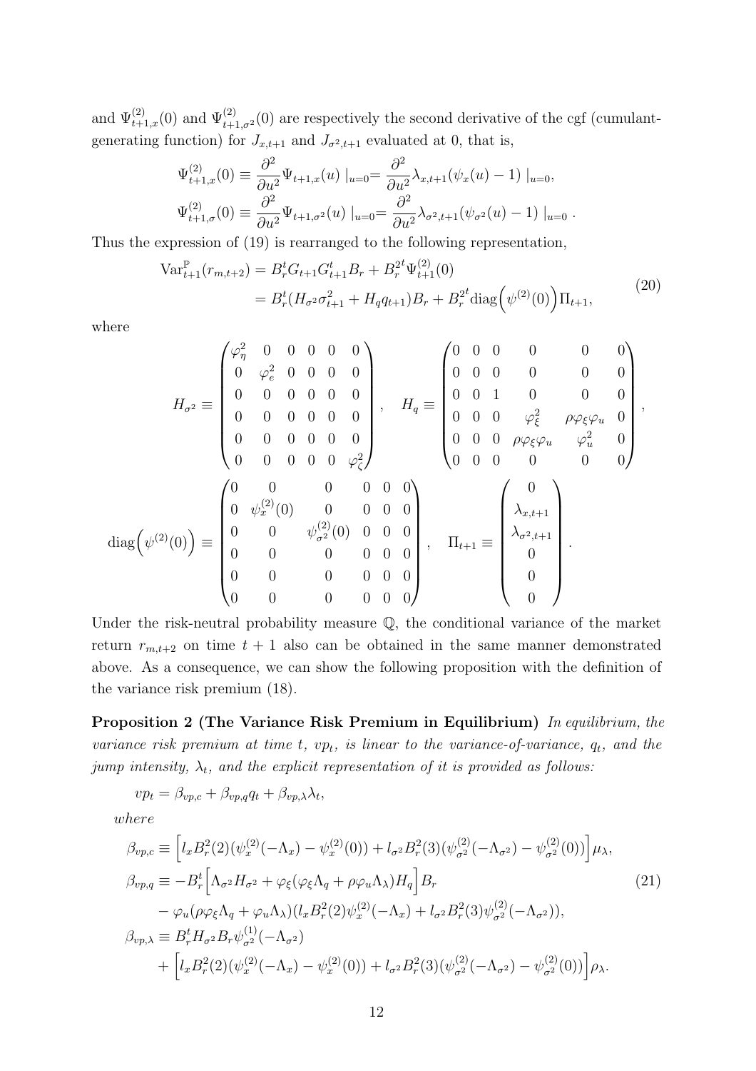and $\Psi^{(2)}_{t+1,x}(0)$ and $\Psi^{(2)}_{t+1,\sigma^2}(0)$ are respectively the second derivative of the cgf (cumulant-generating function) for $J_{x,t+1}$ and $J_{\sigma^2,t+1}$ evaluated at 0, that is,

$$
\begin{aligned}
\Psi^{(2)}_{t+1,x}(0) &\equiv \frac{\partial^2}{\partial u^2}\Psi_{t+1,x}(u)\mid_{u=0} = \frac{\partial^2}{\partial u^2}\lambda_{x,t+1}(\psi_x(u)-1)\mid_{u=0}, \\
\Psi^{(2)}_{t+1,\sigma}(0) &\equiv \frac{\partial^2}{\partial u^2}\Psi_{t+1,\sigma^2}(u)\mid_{u=0} = \frac{\partial^2}{\partial u^2}\lambda_{\sigma^2,t+1}(\psi_{\sigma^2}(u)-1)\mid_{u=0}.
\end{aligned}
$$

Thus the expression of (19) is rearranged to the following representation,

$$
\begin{aligned}
\mathrm{Var}^{\mathbb{P}}_{t+1}(r_{m,t+2}) &= B_r^t G_{t+1} G_{t+1}^t B_r + B_r^{2^t}\Psi^{(2)}_{t+1}(0) \\
&= B_r^t (H_{\sigma^2}\sigma^2_{t+1} + H_q q_{t+1}) B_r + B_r^{2^t}\mathrm{diag}\Big(\psi^{(2)}(0)\Big)\Pi_{t+1},
\end{aligned}
\tag{20}
$$

where

$$
H_{\sigma^2} \equiv \begin{pmatrix}
\varphi_\eta^2 & 0 & 0 & 0 & 0 & 0 \\
0 & \varphi_e^2 & 0 & 0 & 0 & 0 \\
0 & 0 & 0 & 0 & 0 & 0 \\
0 & 0 & 0 & 0 & 0 & 0 \\
0 & 0 & 0 & 0 & 0 & 0 \\
0 & 0 & 0 & 0 & 0 & \varphi_\zeta^2
\end{pmatrix}, \quad
H_q \equiv \begin{pmatrix}
0 & 0 & 0 & 0 & 0 & 0 \\
0 & 0 & 0 & 0 & 0 & 0 \\
0 & 0 & 1 & 0 & 0 & 0 \\
0 & 0 & 0 & \varphi_\xi^2 & \rho\varphi_\xi\varphi_u & 0 \\
0 & 0 & 0 & \rho\varphi_\xi\varphi_u & \varphi_u^2 & 0 \\
0 & 0 & 0 & 0 & 0 & 0
\end{pmatrix},
$$

$$
\mathrm{diag}\Big(\psi^{(2)}(0)\Big) \equiv \begin{pmatrix}
0 & 0 & 0 & 0 & 0 & 0 \\
0 & \psi_x^{(2)}(0) & 0 & 0 & 0 & 0 \\
0 & 0 & \psi_{\sigma^2}^{(2)}(0) & 0 & 0 & 0 \\
0 & 0 & 0 & 0 & 0 & 0 \\
0 & 0 & 0 & 0 & 0 & 0 \\
0 & 0 & 0 & 0 & 0 & 0
\end{pmatrix}, \quad
\Pi_{t+1} \equiv \begin{pmatrix}
0 \\ \lambda_{x,t+1} \\ \lambda_{\sigma^2,t+1} \\ 0 \\ 0 \\ 0
\end{pmatrix}.
$$

Under the risk-neutral probability measure $\mathbb{Q}$, the conditional variance of the market return $r_{m,t+2}$ on time $t+1$ also can be obtained in the same manner demonstrated above. As a consequence, we can show the following proposition with the definition of the variance risk premium (18).

**Proposition 2 (The Variance Risk Premium in Equilibrium)** *In equilibrium, the variance risk premium at time $t$, $vp_t$, is linear to the variance-of-variance, $q_t$, and the jump intensity, $\lambda_t$, and the explicit representation of it is provided as follows:*

$$
vp_t = \beta_{vp,c} + \beta_{vp,q} q_t + \beta_{vp,\lambda}\lambda_t,
$$

*where*

$$
\begin{aligned}
\beta_{vp,c} &\equiv \Big[l_x B_r^2(2)(\psi_x^{(2)}(-\Lambda_x) - \psi_x^{(2)}(0)) + l_{\sigma^2} B_r^2(3)(\psi_{\sigma^2}^{(2)}(-\Lambda_{\sigma^2}) - \psi_{\sigma^2}^{(2)}(0))\Big]\mu_\lambda, \\
\beta_{vp,q} &\equiv -B_r^t\Big[\Lambda_{\sigma^2}H_{\sigma^2} + \varphi_\xi(\varphi_\xi\Lambda_q + \rho\varphi_u\Lambda_\lambda)H_q\Big]B_r \\
&\quad - \varphi_u(\rho\varphi_\xi\Lambda_q + \varphi_u\Lambda_\lambda)(l_x B_r^2(2)\psi_x^{(2)}(-\Lambda_x) + l_{\sigma^2}B_r^2(3)\psi_{\sigma^2}^{(2)}(-\Lambda_{\sigma^2})), \\
\beta_{vp,\lambda} &\equiv B_r^t H_{\sigma^2} B_r \psi_{\sigma^2}^{(1)}(-\Lambda_{\sigma^2}) \\
&\quad + \Big[l_x B_r^2(2)(\psi_x^{(2)}(-\Lambda_x) - \psi_x^{(2)}(0)) + l_{\sigma^2}B_r^2(3)(\psi_{\sigma^2}^{(2)}(-\Lambda_{\sigma^2}) - \psi_{\sigma^2}^{(2)}(0))\Big]\rho_\lambda.
\end{aligned}
\tag{21}
$$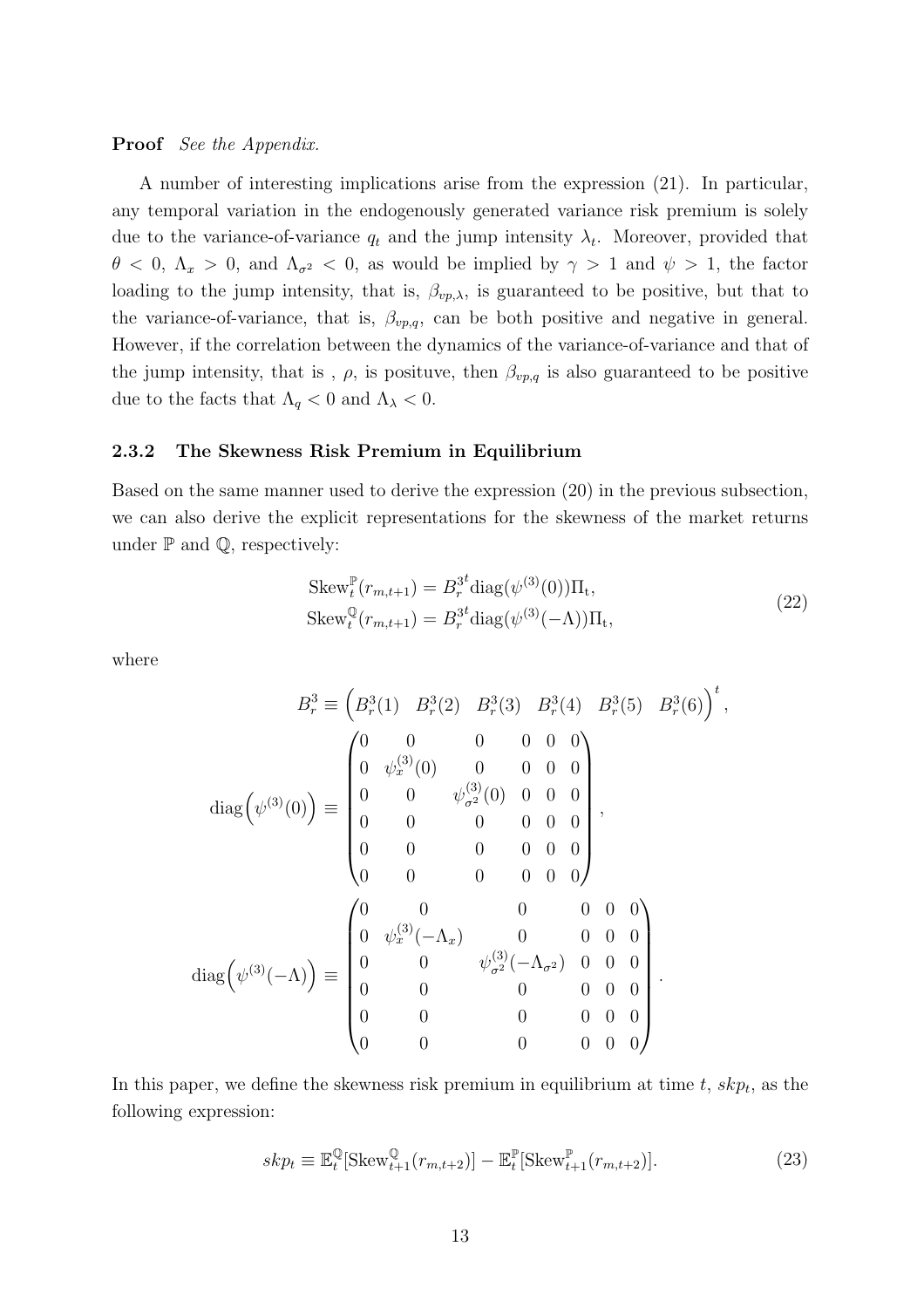**Proof** *See the Appendix.*

A number of interesting implications arise from the expression (21). In particular, any temporal variation in the endogenously generated variance risk premium is solely due to the variance-of-variance $q_t$ and the jump intensity $\lambda_t$. Moreover, provided that $\theta < 0$, $\Lambda_x > 0$, and $\Lambda_{\sigma^2} < 0$, as would be implied by $\gamma > 1$ and $\psi > 1$, the factor loading to the jump intensity, that is, $\beta_{vp,\lambda}$, is guaranteed to be positive, but that to the variance-of-variance, that is, $\beta_{vp,q}$, can be both positive and negative in general. However, if the correlation between the dynamics of the variance-of-variance and that of the jump intensity, that is , $\rho$, is posituve, then $\beta_{vp,q}$ is also guaranteed to be positive due to the facts that $\Lambda_q < 0$ and $\Lambda_\lambda < 0$.

### 2.3.2 The Skewness Risk Premium in Equilibrium

Based on the same manner used to derive the expression (20) in the previous subsection, we can also derive the explicit representations for the skewness of the market returns under $\mathbb{P}$ and $\mathbb{Q}$, respectively:

$$
\begin{aligned}
\mathrm{Skew}_t^{\mathbb{P}}(r_{m,t+1}) &= B_r^{3^t} \mathrm{diag}(\psi^{(3)}(0))\Pi_t, \\
\mathrm{Skew}_t^{\mathbb{Q}}(r_{m,t+1}) &= B_r^{3^t} \mathrm{diag}(\psi^{(3)}(-\Lambda))\Pi_t,
\end{aligned}
\tag{22}
$$

where

$$
B_r^3 \equiv \begin{pmatrix} B_r^3(1) & B_r^3(2) & B_r^3(3) & B_r^3(4) & B_r^3(5) & B_r^3(6) \end{pmatrix}^t,
$$

$$
\mathrm{diag}\Big(\psi^{(3)}(0)\Big) \equiv \begin{pmatrix}
0 & 0 & 0 & 0 & 0 & 0 \\
0 & \psi_x^{(3)}(0) & 0 & 0 & 0 & 0 \\
0 & 0 & \psi_{\sigma^2}^{(3)}(0) & 0 & 0 & 0 \\
0 & 0 & 0 & 0 & 0 & 0 \\
0 & 0 & 0 & 0 & 0 & 0 \\
0 & 0 & 0 & 0 & 0 & 0
\end{pmatrix},
$$

$$
\mathrm{diag}\Big(\psi^{(3)}(-\Lambda)\Big) \equiv \begin{pmatrix}
0 & 0 & 0 & 0 & 0 & 0 \\
0 & \psi_x^{(3)}(-\Lambda_x) & 0 & 0 & 0 & 0 \\
0 & 0 & \psi_{\sigma^2}^{(3)}(-\Lambda_{\sigma^2}) & 0 & 0 & 0 \\
0 & 0 & 0 & 0 & 0 & 0 \\
0 & 0 & 0 & 0 & 0 & 0 \\
0 & 0 & 0 & 0 & 0 & 0
\end{pmatrix}.
$$

In this paper, we define the skewness risk premium in equilibrium at time $t$, $skp_t$, as the following expression:

$$
skp_t \equiv \mathbb{E}_t^{\mathbb{Q}}[\mathrm{Skew}_{t+1}^{\mathbb{Q}}(r_{m,t+2})] - \mathbb{E}_t^{\mathbb{P}}[\mathrm{Skew}_{t+1}^{\mathbb{P}}(r_{m,t+2})]. \tag{23}
$$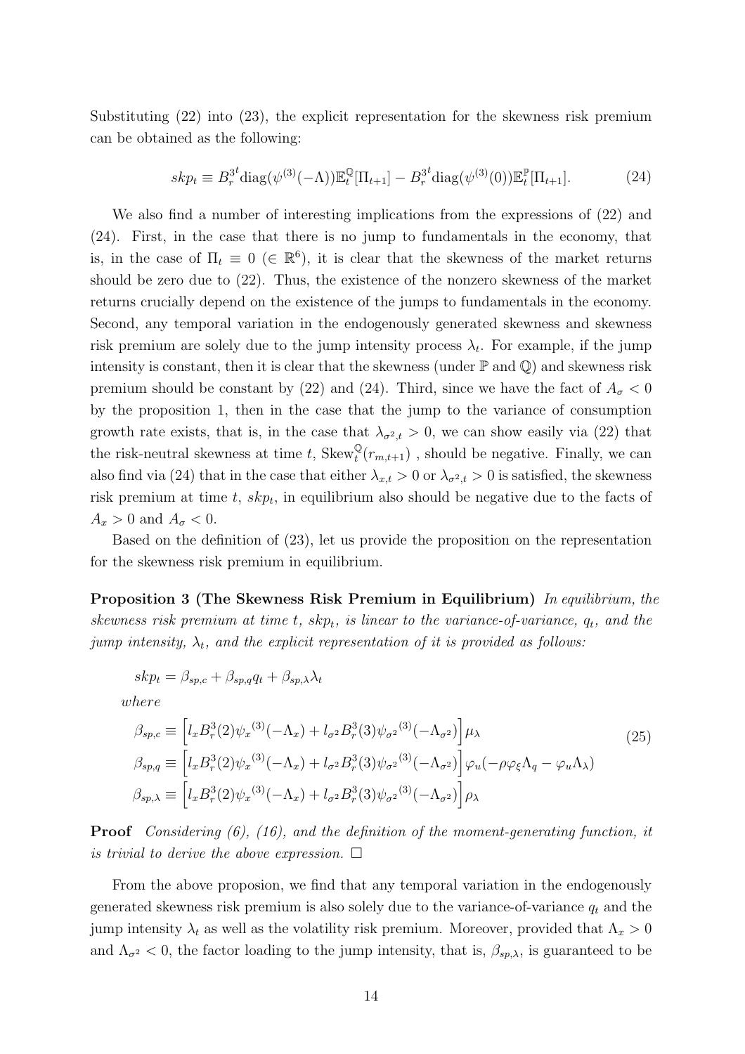Substituting (22) into (23), the explicit representation for the skewness risk premium can be obtained as the following:

$$
skp_t \equiv B_r^{3^t} \text{diag}(\psi^{(3)}(-\Lambda)) \mathbb{E}_t^{\mathbb{Q}}[\Pi_{t+1}] - B_r^{3^t} \text{diag}(\psi^{(3)}(0)) \mathbb{E}_t^{\mathbb{P}}[\Pi_{t+1}]. \tag{24}
$$

We also find a number of interesting implications from the expressions of (22) and (24). First, in the case that there is no jump to fundamentals in the economy, that is, in the case of $\Pi_t \equiv 0$ ($\in \mathbb{R}^6$), it is clear that the skewness of the market returns should be zero due to (22). Thus, the existence of the nonzero skewness of the market returns crucially depend on the existence of the jumps to fundamentals in the economy. Second, any temporal variation in the endogenously generated skewness and skewness risk premium are solely due to the jump intensity process $\lambda_t$. For example, if the jump intensity is constant, then it is clear that the skewness (under $\mathbb{P}$ and $\mathbb{Q}$) and skewness risk premium should be constant by (22) and (24). Third, since we have the fact of $A_\sigma < 0$ by the proposition 1, then in the case that the jump to the variance of consumption growth rate exists, that is, in the case that $\lambda_{\sigma^2,t} > 0$, we can show easily via (22) that the risk-neutral skewness at time $t$, $\text{Skew}_t^{\mathbb{Q}}(r_{m,t+1})$ , should be negative. Finally, we can also find via (24) that in the case that either $\lambda_{x,t} > 0$ or $\lambda_{\sigma^2,t} > 0$ is satisfied, the skewness risk premium at time $t$, $skp_t$, in equilibrium also should be negative due to the facts of $A_x > 0$ and $A_\sigma < 0$.

Based on the definition of (23), let us provide the proposition on the representation for the skewness risk premium in equilibrium.

**Proposition 3 (The Skewness Risk Premium in Equilibrium)** *In equilibrium, the skewness risk premium at time $t$, $skp_t$, is linear to the variance-of-variance, $q_t$, and the jump intensity, $\lambda_t$, and the explicit representation of it is provided as follows:*

$$
skp_t = \beta_{sp,c} + \beta_{sp,q} q_t + \beta_{sp,\lambda} \lambda_t
$$

*where*

$$
\begin{aligned}
\beta_{sp,c} &\equiv \left[ l_x B_r^3(2) {\psi_x}^{(3)}(-\Lambda_x) + l_{\sigma^2} B_r^3(3) {\psi_{\sigma^2}}^{(3)}(-\Lambda_{\sigma^2}) \right] \mu_\lambda \\
\beta_{sp,q} &\equiv \left[ l_x B_r^3(2) {\psi_x}^{(3)}(-\Lambda_x) + l_{\sigma^2} B_r^3(3) {\psi_{\sigma^2}}^{(3)}(-\Lambda_{\sigma^2}) \right] \varphi_u(-\rho \varphi_\xi \Lambda_q - \varphi_u \Lambda_\lambda) \\
\beta_{sp,\lambda} &\equiv \left[ l_x B_r^3(2) {\psi_x}^{(3)}(-\Lambda_x) + l_{\sigma^2} B_r^3(3) {\psi_{\sigma^2}}^{(3)}(-\Lambda_{\sigma^2}) \right] \rho_\lambda
\end{aligned} \tag{25}
$$

**Proof** *Considering (6), (16), and the definition of the moment-generating function, it is trivial to derive the above expression.* $\square$

From the above proposion, we find that any temporal variation in the endogenously generated skewness risk premium is also solely due to the variance-of-variance $q_t$ and the jump intensity $\lambda_t$ as well as the volatility risk premium. Moreover, provided that $\Lambda_x > 0$ and $\Lambda_{\sigma^2} < 0$, the factor loading to the jump intensity, that is, $\beta_{sp,\lambda}$, is guaranteed to be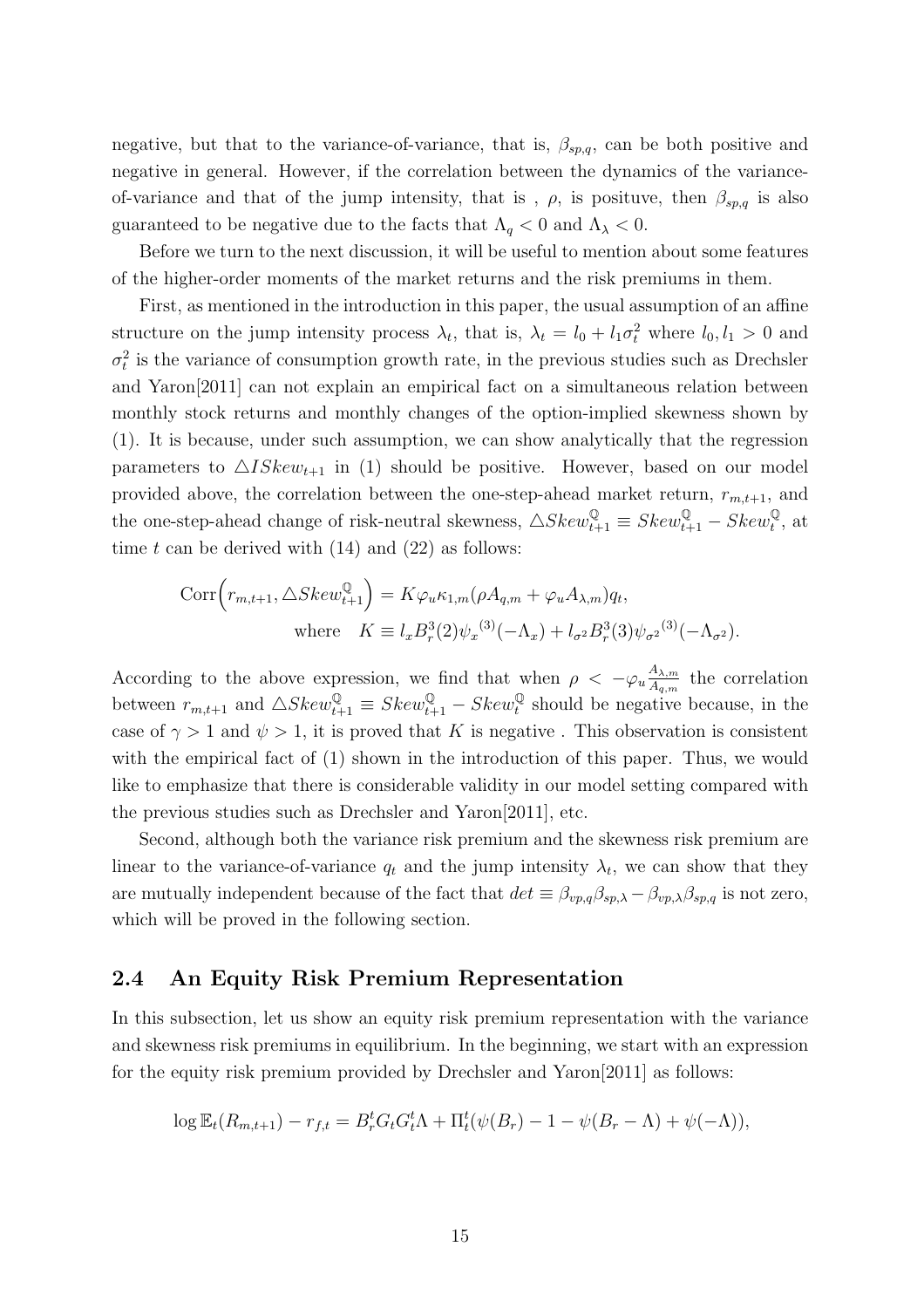negative, but that to the variance-of-variance, that is, $\beta_{sp,q}$, can be both positive and negative in general. However, if the correlation between the dynamics of the variance-of-variance and that of the jump intensity, that is , $\rho$, is posituve, then $\beta_{sp,q}$ is also guaranteed to be negative due to the facts that $\Lambda_q < 0$ and $\Lambda_\lambda < 0$.

Before we turn to the next discussion, it will be useful to mention about some features of the higher-order moments of the market returns and the risk premiums in them.

First, as mentioned in the introduction in this paper, the usual assumption of an affine structure on the jump intensity process $\lambda_t$, that is, $\lambda_t = l_0 + l_1\sigma_t^2$ where $l_0, l_1 > 0$ and $\sigma_t^2$ is the variance of consumption growth rate, in the previous studies such as Drechsler and Yaron[2011] can not explain an empirical fact on a simultaneous relation between monthly stock returns and monthly changes of the option-implied skewness shown by (1). It is because, under such assumption, we can show analytically that the regression parameters to $\triangle ISkew_{t+1}$ in (1) should be positive. However, based on our model provided above, the correlation between the one-step-ahead market return, $r_{m,t+1}$, and the one-step-ahead change of risk-neutral skewness, $\triangle Skew^{\mathbb{Q}}_{t+1} \equiv Skew^{\mathbb{Q}}_{t+1} - Skew^{\mathbb{Q}}_{t}$, at time $t$ can be derived with (14) and (22) as follows:

$$\mathrm{Corr}\Big(r_{m,t+1}, \triangle Skew^{\mathbb{Q}}_{t+1}\Big) = K\varphi_u \kappa_{1,m}(\rho A_{q,m} + \varphi_u A_{\lambda,m})q_t,$$
$$\text{where} \quad K \equiv l_x B_r^3(2)\psi_x{}^{(3)}(-\Lambda_x) + l_{\sigma^2} B_r^3(3)\psi_{\sigma^2}{}^{(3)}(-\Lambda_{\sigma^2}).$$

According to the above expression, we find that when $\rho < -\varphi_u \frac{A_{\lambda,m}}{A_{q,m}}$ the correlation between $r_{m,t+1}$ and $\triangle Skew^{\mathbb{Q}}_{t+1} \equiv Skew^{\mathbb{Q}}_{t+1} - Skew^{\mathbb{Q}}_{t}$ should be negative because, in the case of $\gamma > 1$ and $\psi > 1$, it is proved that $K$ is negative . This observation is consistent with the empirical fact of (1) shown in the introduction of this paper. Thus, we would like to emphasize that there is considerable validity in our model setting compared with the previous studies such as Drechsler and Yaron[2011], etc.

Second, although both the variance risk premium and the skewness risk premium are linear to the variance-of-variance $q_t$ and the jump intensity $\lambda_t$, we can show that they are mutually independent because of the fact that $det \equiv \beta_{vp,q}\beta_{sp,\lambda} - \beta_{vp,\lambda}\beta_{sp,q}$ is not zero, which will be proved in the following section.

## 2.4 An Equity Risk Premium Representation

In this subsection, let us show an equity risk premium representation with the variance and skewness risk premiums in equilibrium. In the beginning, we start with an expression for the equity risk premium provided by Drechsler and Yaron[2011] as follows:

$$\log \mathbb{E}_t(R_{m,t+1}) - r_{f,t} = B_r^t G_t G_t^t \Lambda + \Pi_t^t(\psi(B_r) - 1 - \psi(B_r - \Lambda) + \psi(-\Lambda)),$$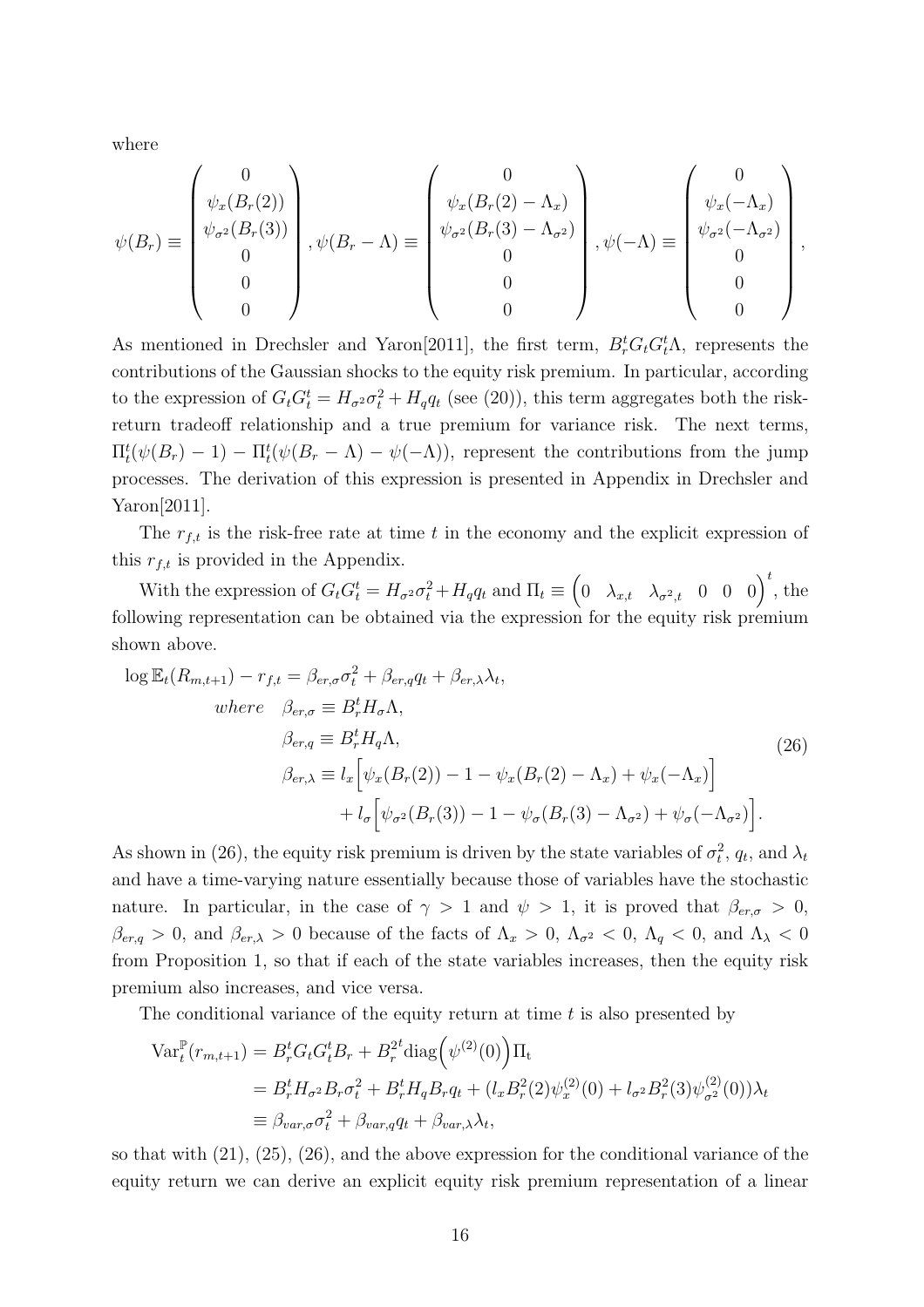where

$$
\psi(B_r) \equiv \begin{pmatrix} 0 \\ \psi_x(B_r(2)) \\ \psi_{\sigma^2}(B_r(3)) \\ 0 \\ 0 \\ 0 \end{pmatrix}, \psi(B_r - \Lambda) \equiv \begin{pmatrix} 0 \\ \psi_x(B_r(2) - \Lambda_x) \\ \psi_{\sigma^2}(B_r(3) - \Lambda_{\sigma^2}) \\ 0 \\ 0 \\ 0 \end{pmatrix}, \psi(-\Lambda) \equiv \begin{pmatrix} 0 \\ \psi_x(-\Lambda_x) \\ \psi_{\sigma^2}(-\Lambda_{\sigma^2}) \\ 0 \\ 0 \\ 0 \end{pmatrix},
$$

As mentioned in Drechsler and Yaron[2011], the first term, $B_r^t G_t G_t^t \Lambda$, represents the contributions of the Gaussian shocks to the equity risk premium. In particular, according to the expression of $G_t G_t^t = H_{\sigma^2}\sigma_t^2 + H_q q_t$ (see (20)), this term aggregates both the risk-return tradeoff relationship and a true premium for variance risk. The next terms, $\Pi_t^t(\psi(B_r) - 1) - \Pi_t^t(\psi(B_r - \Lambda) - \psi(-\Lambda))$, represent the contributions from the jump processes. The derivation of this expression is presented in Appendix in Drechsler and Yaron[2011].

The $r_{f,t}$ is the risk-free rate at time $t$ in the economy and the explicit expression of this $r_{f,t}$ is provided in the Appendix.

With the expression of $G_t G_t^t = H_{\sigma^2}\sigma_t^2 + H_q q_t$ and $\Pi_t \equiv \begin{pmatrix} 0 & \lambda_{x,t} & \lambda_{\sigma^2,t} & 0 & 0 & 0 \end{pmatrix}^t$, the following representation can be obtained via the expression for the equity risk premium shown above.

$$
\begin{aligned}
\log \mathbb{E}_t(R_{m,t+1}) - r_{f,t} &= \beta_{er,\sigma}\sigma_t^2 + \beta_{er,q} q_t + \beta_{er,\lambda}\lambda_t, \\
where \quad \beta_{er,\sigma} &\equiv B_r^t H_\sigma \Lambda, \\
\beta_{er,q} &\equiv B_r^t H_q \Lambda, \\
\beta_{er,\lambda} &\equiv l_x\Big[\psi_x(B_r(2)) - 1 - \psi_x(B_r(2) - \Lambda_x) + \psi_x(-\Lambda_x)\Big] \\
&\quad + l_\sigma\Big[\psi_{\sigma^2}(B_r(3)) - 1 - \psi_\sigma(B_r(3) - \Lambda_{\sigma^2}) + \psi_\sigma(-\Lambda_{\sigma^2})\Big].
\end{aligned} \tag{26}
$$

As shown in (26), the equity risk premium is driven by the state variables of $\sigma_t^2$, $q_t$, and $\lambda_t$ and have a time-varying nature essentially because those of variables have the stochastic nature. In particular, in the case of $\gamma > 1$ and $\psi > 1$, it is proved that $\beta_{er,\sigma} > 0$, $\beta_{er,q} > 0$, and $\beta_{er,\lambda} > 0$ because of the facts of $\Lambda_x > 0$, $\Lambda_{\sigma^2} < 0$, $\Lambda_q < 0$, and $\Lambda_\lambda < 0$ from Proposition 1, so that if each of the state variables increases, then the equity risk premium also increases, and vice versa.

The conditional variance of the equity return at time $t$ is also presented by

$$
\begin{aligned}
\mathrm{Var}_t^{\mathbb{P}}(r_{m,t+1}) &= B_r^t G_t G_t^t B_r + B_r^{2t} \mathrm{diag}\Big(\psi^{(2)}(0)\Big)\Pi_t \\
&= B_r^t H_{\sigma^2} B_r \sigma_t^2 + B_r^t H_q B_r q_t + (l_x B_r^2(2)\psi_x^{(2)}(0) + l_{\sigma^2} B_r^2(3)\psi_{\sigma^2}^{(2)}(0))\lambda_t \\
&\equiv \beta_{var,\sigma}\sigma_t^2 + \beta_{var,q} q_t + \beta_{var,\lambda}\lambda_t,
\end{aligned}
$$

so that with (21), (25), (26), and the above expression for the conditional variance of the equity return we can derive an explicit equity risk premium representation of a linear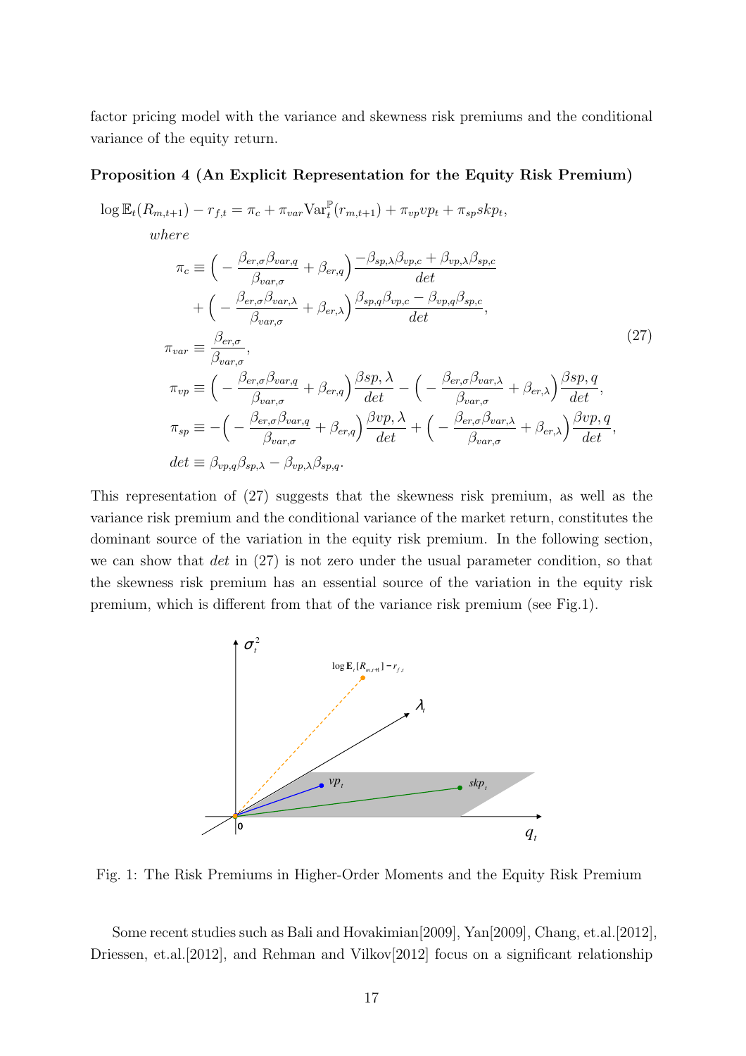factor pricing model with the variance and skewness risk premiums and the conditional variance of the equity return.

**Proposition 4 (An Explicit Representation for the Equity Risk Premium)**

$$
\begin{aligned}
&\log \mathbb{E}_t(R_{m,t+1}) - r_{f,t} = \pi_c + \pi_{var} \mathrm{Var}_t^{\mathbb{P}}(r_{m,t+1}) + \pi_{vp} vp_t + \pi_{sp} skp_t, \\
&\quad where \\
&\quad \pi_c \equiv \Big( -\frac{\beta_{er,\sigma}\beta_{var,q}}{\beta_{var,\sigma}} + \beta_{er,q} \Big) \frac{-\beta_{sp,\lambda}\beta_{vp,c} + \beta_{vp,\lambda}\beta_{sp,c}}{det} \\
&\quad\quad + \Big( -\frac{\beta_{er,\sigma}\beta_{var,\lambda}}{\beta_{var,\sigma}} + \beta_{er,\lambda} \Big) \frac{\beta_{sp,q}\beta_{vp,c} - \beta_{vp,q}\beta_{sp,c}}{det}, \\
&\quad \pi_{var} \equiv \frac{\beta_{er,\sigma}}{\beta_{var,\sigma}}, \\
&\quad \pi_{vp} \equiv \Big( -\frac{\beta_{er,\sigma}\beta_{var,q}}{\beta_{var,\sigma}} + \beta_{er,q} \Big) \frac{\beta sp, \lambda}{det} - \Big( -\frac{\beta_{er,\sigma}\beta_{var,\lambda}}{\beta_{var,\sigma}} + \beta_{er,\lambda} \Big) \frac{\beta sp, q}{det}, \\
&\quad \pi_{sp} \equiv -\Big( -\frac{\beta_{er,\sigma}\beta_{var,q}}{\beta_{var,\sigma}} + \beta_{er,q} \Big) \frac{\beta vp, \lambda}{det} + \Big( -\frac{\beta_{er,\sigma}\beta_{var,\lambda}}{\beta_{var,\sigma}} + \beta_{er,\lambda} \Big) \frac{\beta vp, q}{det}, \\
&\quad det \equiv \beta_{vp,q}\beta_{sp,\lambda} - \beta_{vp,\lambda}\beta_{sp,q}.
\end{aligned}
\tag{27}
$$

This representation of (27) suggests that the skewness risk premium, as well as the variance risk premium and the conditional variance of the market return, constitutes the dominant source of the variation in the equity risk premium. In the following section, we can show that $det$ in (27) is not zero under the usual parameter condition, so that the skewness risk premium has an essential source of the variation in the equity risk premium, which is different from that of the variance risk premium (see Fig.1).

Fig. 1: The Risk Premiums in Higher-Order Moments and the Equity Risk Premium

Some recent studies such as Bali and Hovakimian[2009], Yan[2009], Chang, et.al.[2012], Driessen, et.al.[2012], and Rehman and Vilkov[2012] focus on a significant relationship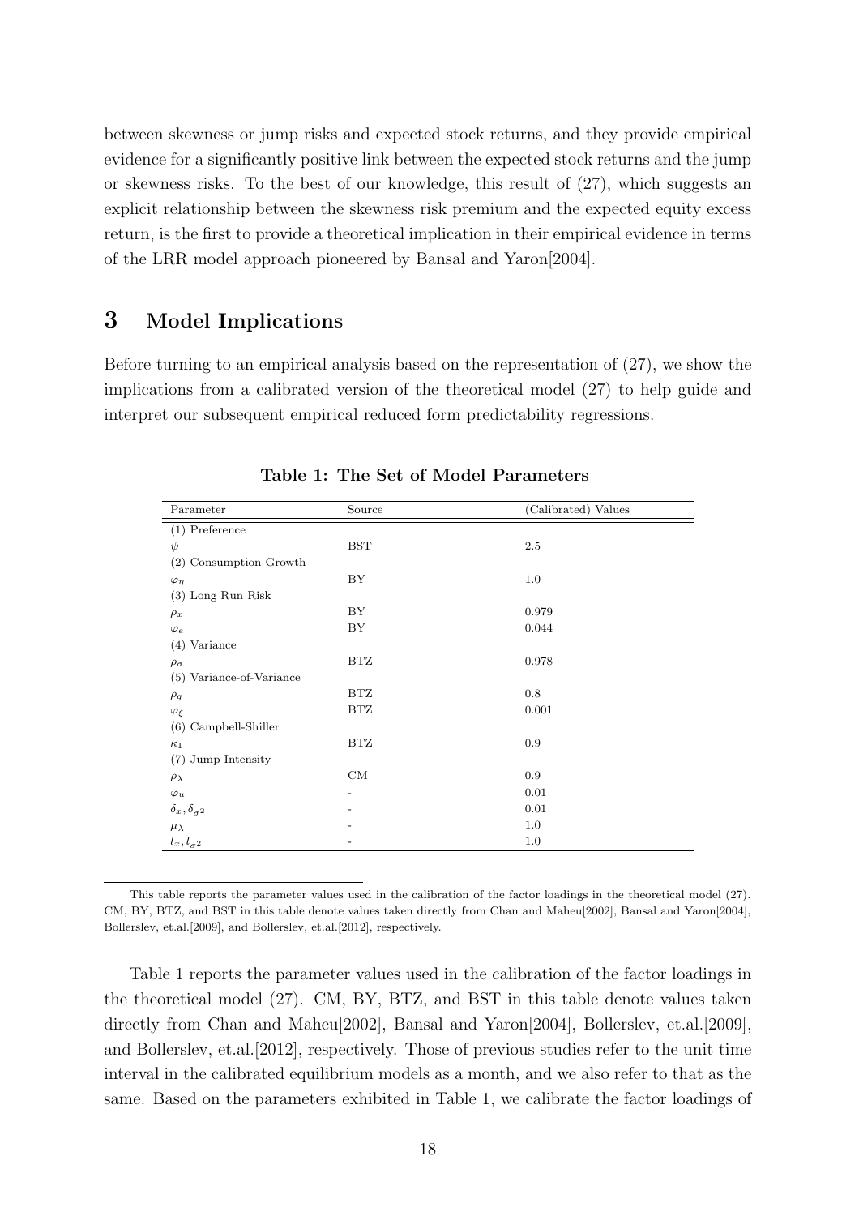between skewness or jump risks and expected stock returns, and they provide empirical evidence for a significantly positive link between the expected stock returns and the jump or skewness risks. To the best of our knowledge, this result of (27), which suggests an explicit relationship between the skewness risk premium and the expected equity excess return, is the first to provide a theoretical implication in their empirical evidence in terms of the LRR model approach pioneered by Bansal and Yaron[2004].

## 3 Model Implications

Before turning to an empirical analysis based on the representation of (27), we show the implications from a calibrated version of the theoretical model (27) to help guide and interpret our subsequent empirical reduced form predictability regressions.

**Table 1: The Set of Model Parameters**

| Parameter | Source | (Calibrated) Values |
|---|---|---|
| (1) Preference | | |
| $\psi$ | BST | 2.5 |
| (2) Consumption Growth | | |
| $\varphi_\eta$ | BY | 1.0 |
| (3) Long Run Risk | | |
| $\rho_x$ | BY | 0.979 |
| $\varphi_e$ | BY | 0.044 |
| (4) Variance | | |
| $\rho_\sigma$ | BTZ | 0.978 |
| (5) Variance-of-Variance | | |
| $\rho_q$ | BTZ | 0.8 |
| $\varphi_\xi$ | BTZ | 0.001 |
| (6) Campbell-Shiller | | |
| $\kappa_1$ | BTZ | 0.9 |
| (7) Jump Intensity | | |
| $\rho_\lambda$ | CM | 0.9 |
| $\varphi_u$ | - | 0.01 |
| $\delta_x, \delta_{\sigma^2}$ | - | 0.01 |
| $\mu_\lambda$ | - | 1.0 |
| $l_x, l_{\sigma^2}$ | - | 1.0 |

This table reports the parameter values used in the calibration of the factor loadings in the theoretical model (27). CM, BY, BTZ, and BST in this table denote values taken directly from Chan and Maheu[2002], Bansal and Yaron[2004], Bollerslev, et.al.[2009], and Bollerslev, et.al.[2012], respectively.

Table 1 reports the parameter values used in the calibration of the factor loadings in the theoretical model (27). CM, BY, BTZ, and BST in this table denote values taken directly from Chan and Maheu[2002], Bansal and Yaron[2004], Bollerslev, et.al.[2009], and Bollerslev, et.al.[2012], respectively. Those of previous studies refer to the unit time interval in the calibrated equilibrium models as a month, and we also refer to that as the same. Based on the parameters exhibited in Table 1, we calibrate the factor loadings of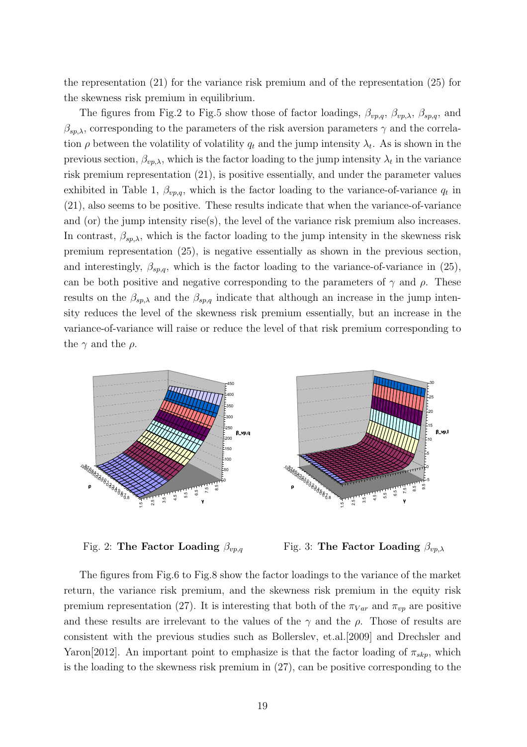the representation (21) for the variance risk premium and of the representation (25) for the skewness risk premium in equilibrium.

The figures from Fig.2 to Fig.5 show those of factor loadings, $\beta_{vp,q}$, $\beta_{vp,\lambda}$, $\beta_{sp,q}$, and $\beta_{sp,\lambda}$, corresponding to the parameters of the risk aversion parameters $\gamma$ and the correlation $\rho$ between the volatility of volatility $q_t$ and the jump intensity $\lambda_t$. As is shown in the previous section, $\beta_{vp,\lambda}$, which is the factor loading to the jump intensity $\lambda_t$ in the variance risk premium representation (21), is positive essentially, and under the parameter values exhibited in Table 1, $\beta_{vp,q}$, which is the factor loading to the variance-of-variance $q_t$ in (21), also seems to be positive. These results indicate that when the variance-of-variance and (or) the jump intensity rise(s), the level of the variance risk premium also increases. In contrast, $\beta_{sp,\lambda}$, which is the factor loading to the jump intensity in the skewness risk premium representation (25), is negative essentially as shown in the previous section, and interestingly, $\beta_{sp,q}$, which is the factor loading to the variance-of-variance in (25), can be both positive and negative corresponding to the parameters of $\gamma$ and $\rho$. These results on the $\beta_{sp,\lambda}$ and the $\beta_{sp,q}$ indicate that although an increase in the jump intensity reduces the level of the skewness risk premium essentially, but an increase in the variance-of-variance will raise or reduce the level of that risk premium corresponding to the $\gamma$ and the $\rho$.

Fig. 2: **The Factor Loading** $\beta_{vp,q}$

Fig. 3: **The Factor Loading** $\beta_{vp,\lambda}$

The figures from Fig.6 to Fig.8 show the factor loadings to the variance of the market return, the variance risk premium, and the skewness risk premium in the equity risk premium representation (27). It is interesting that both of the $\pi_{Var}$ and $\pi_{vp}$ are positive and these results are irrelevant to the values of the $\gamma$ and the $\rho$. Those of results are consistent with the previous studies such as Bollerslev, et.al.[2009] and Drechsler and Yaron[2012]. An important point to emphasize is that the factor loading of $\pi_{skp}$, which is the loading to the skewness risk premium in (27), can be positive corresponding to the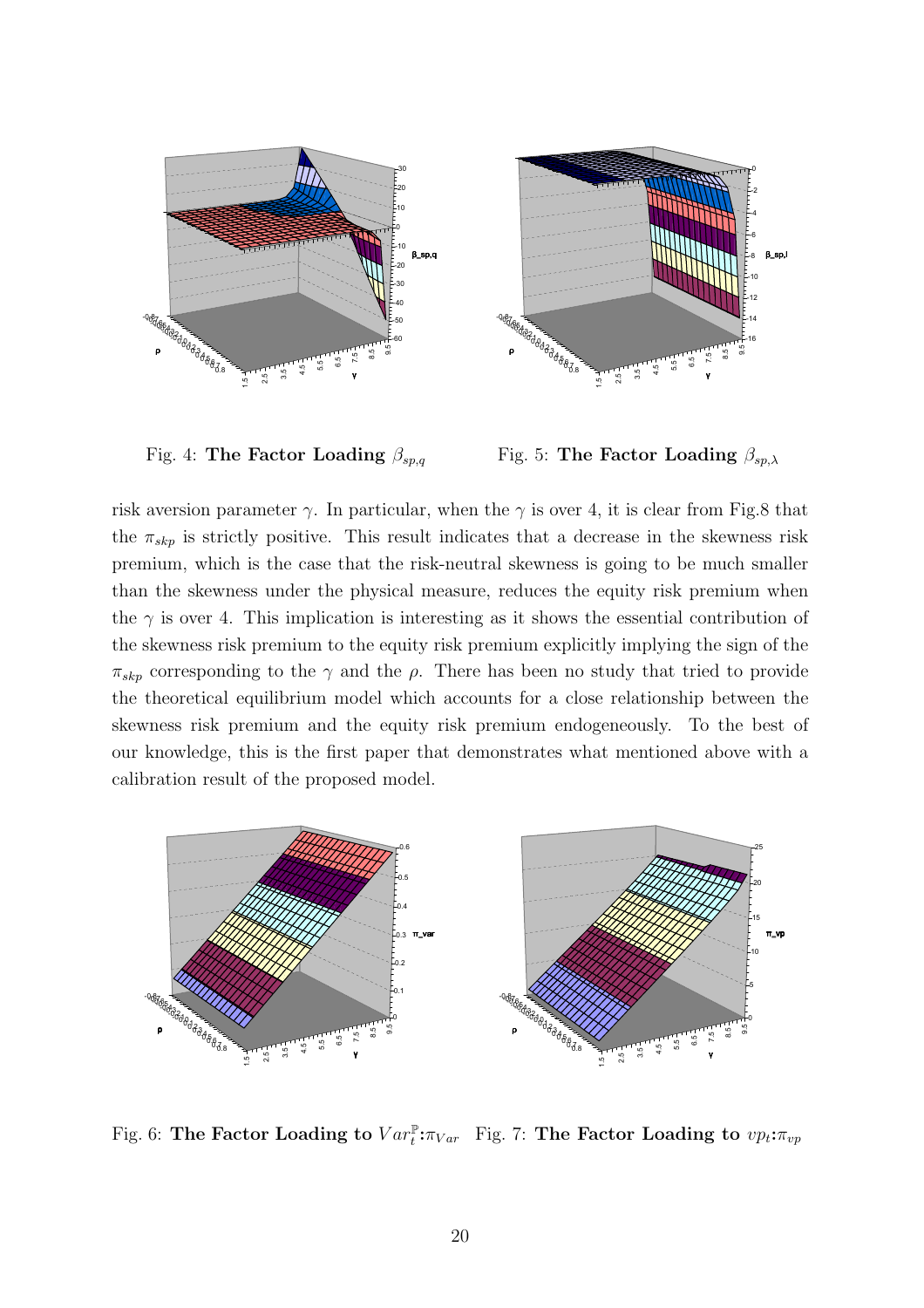Fig. 4: **The Factor Loading** $\beta_{sp,q}$

Fig. 5: **The Factor Loading** $\beta_{sp,\lambda}$

risk aversion parameter $\gamma$. In particular, when the $\gamma$ is over 4, it is clear from Fig.8 that the $\pi_{skp}$ is strictly positive. This result indicates that a decrease in the skewness risk premium, which is the case that the risk-neutral skewness is going to be much smaller than the skewness under the physical measure, reduces the equity risk premium when the $\gamma$ is over 4. This implication is interesting as it shows the essential contribution of the skewness risk premium to the equity risk premium explicitly implying the sign of the $\pi_{skp}$ corresponding to the $\gamma$ and the $\rho$. There has been no study that tried to provide the theoretical equilibrium model which accounts for a close relationship between the skewness risk premium and the equity risk premium endogeneously. To the best of our knowledge, this is the first paper that demonstrates what mentioned above with a calibration result of the proposed model.

Fig. 6: **The Factor Loading to** $Var_t^{\mathbb{P}}$**:**$\pi_{Var}$

Fig. 7: **The Factor Loading to** $vp_t$**:**$\pi_{vp}$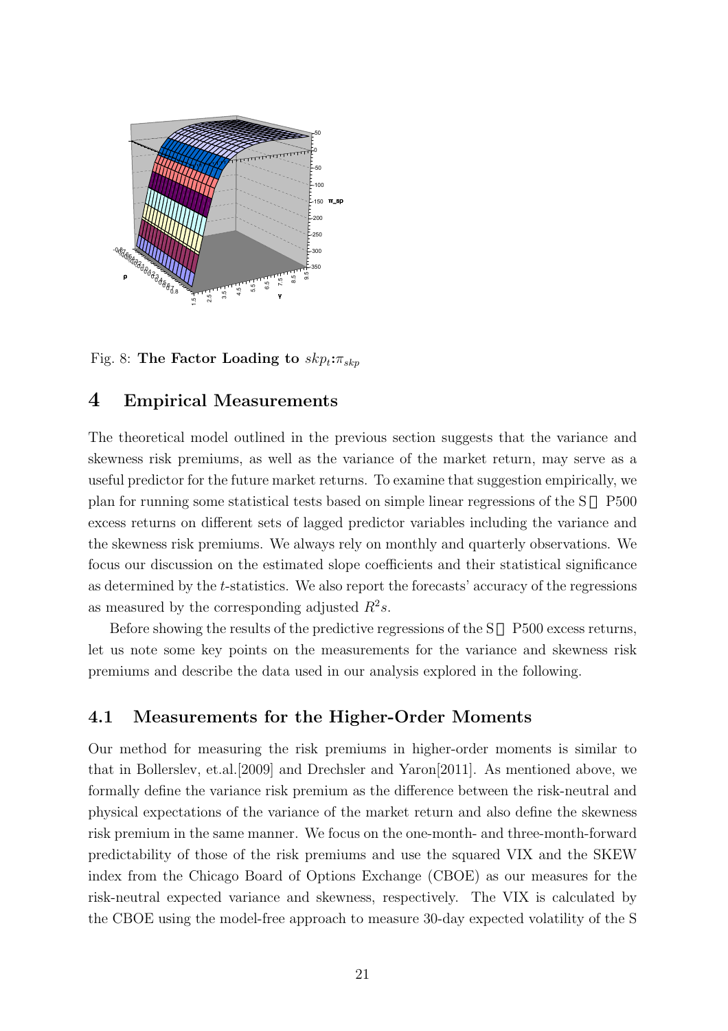Fig. 8: **The Factor Loading to $skp_t$:$\pi_{skp}$**

## 4 Empirical Measurements

The theoretical model outlined in the previous section suggests that the variance and skewness risk premiums, as well as the variance of the market return, may serve as a useful predictor for the future market returns. To examine that suggestion empirically, we plan for running some statistical tests based on simple linear regressions of the S&P500 excess returns on different sets of lagged predictor variables including the variance and the skewness risk premiums. We always rely on monthly and quarterly observations. We focus our discussion on the estimated slope coefficients and their statistical significance as determined by the $t$-statistics. We also report the forecasts' accuracy of the regressions as measured by the corresponding adjusted $R^2$s.

Before showing the results of the predictive regressions of the S&P500 excess returns, let us note some key points on the measurements for the variance and skewness risk premiums and describe the data used in our analysis explored in the following.

### 4.1 Measurements for the Higher-Order Moments

Our method for measuring the risk premiums in higher-order moments is similar to that in Bollerslev, et.al.[2009] and Drechsler and Yaron[2011]. As mentioned above, we formally define the variance risk premium as the difference between the risk-neutral and physical expectations of the variance of the market return and also define the skewness risk premium in the same manner. We focus on the one-month- and three-month-forward predictability of those of the risk premiums and use the squared VIX and the SKEW index from the Chicago Board of Options Exchange (CBOE) as our measures for the risk-neutral expected variance and skewness, respectively. The VIX is calculated by the CBOE using the model-free approach to measure 30-day expected volatility of the S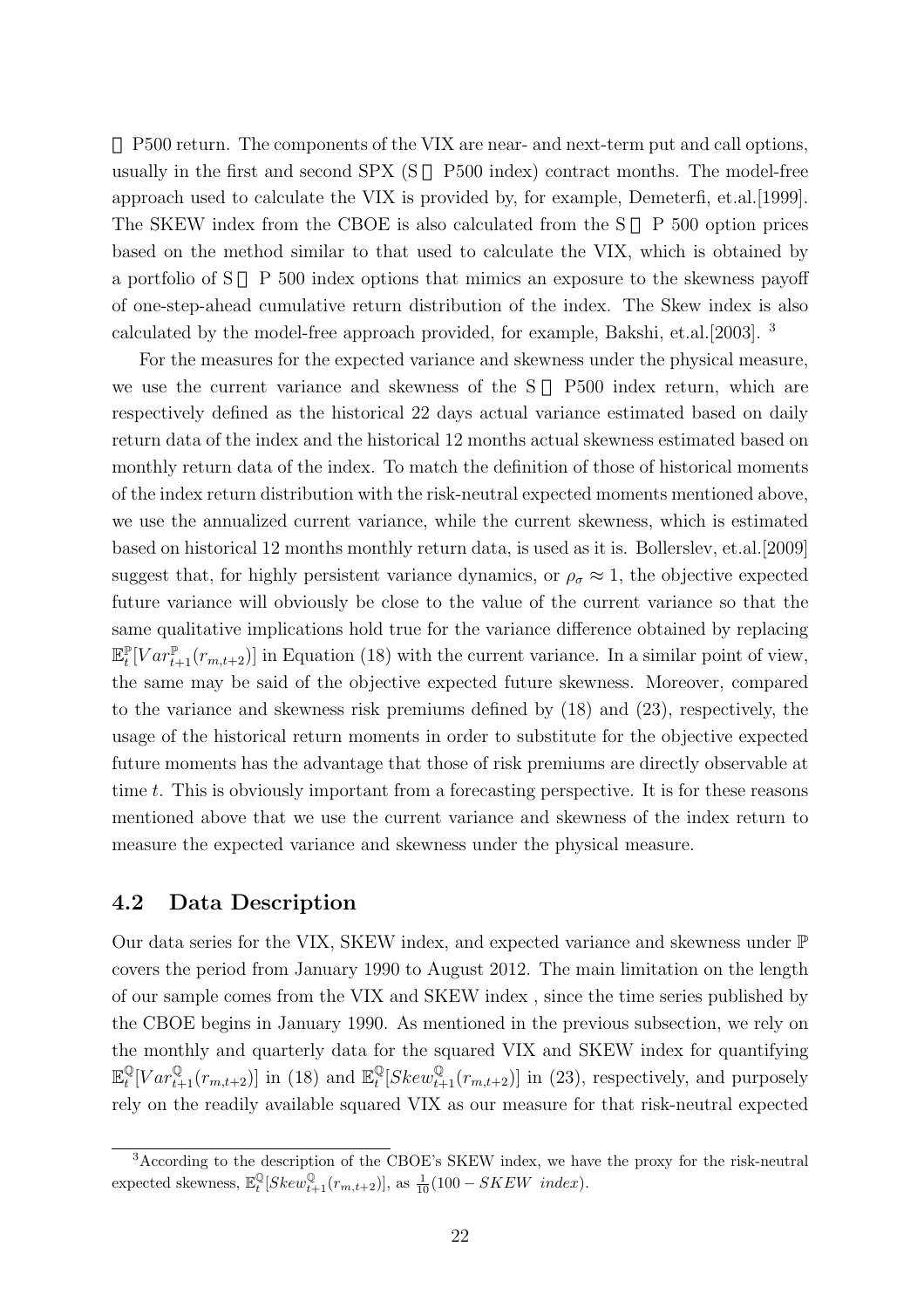P500 return. The components of the VIX are near- and next-term put and call options, usually in the first and second SPX (S P500 index) contract months. The model-free approach used to calculate the VIX is provided by, for example, Demeterfi, et.al.[1999]. The SKEW index from the CBOE is also calculated from the S P 500 option prices based on the method similar to that used to calculate the VIX, which is obtained by a portfolio of S P 500 index options that mimics an exposure to the skewness payoff of one-step-ahead cumulative return distribution of the index. The Skew index is also calculated by the model-free approach provided, for example, Bakshi, et.al.[2003]. [3]

For the measures for the expected variance and skewness under the physical measure, we use the current variance and skewness of the S P500 index return, which are respectively defined as the historical 22 days actual variance estimated based on daily return data of the index and the historical 12 months actual skewness estimated based on monthly return data of the index. To match the definition of those of historical moments of the index return distribution with the risk-neutral expected moments mentioned above, we use the annualized current variance, while the current skewness, which is estimated based on historical 12 months monthly return data, is used as it is. Bollerslev, et.al.[2009] suggest that, for highly persistent variance dynamics, or $\rho_\sigma \approx 1$, the objective expected future variance will obviously be close to the value of the current variance so that the same qualitative implications hold true for the variance difference obtained by replacing $\mathbb{E}_t^{\mathbb{P}}[Var_{t+1}^{\mathbb{P}}(r_{m,t+2})]$ in Equation (18) with the current variance. In a similar point of view, the same may be said of the objective expected future skewness. Moreover, compared to the variance and skewness risk premiums defined by (18) and (23), respectively, the usage of the historical return moments in order to substitute for the objective expected future moments has the advantage that those of risk premiums are directly observable at time $t$. This is obviously important from a forecasting perspective. It is for these reasons mentioned above that we use the current variance and skewness of the index return to measure the expected variance and skewness under the physical measure.

## 4.2 Data Description

Our data series for the VIX, SKEW index, and expected variance and skewness under $\mathbb{P}$ covers the period from January 1990 to August 2012. The main limitation on the length of our sample comes from the VIX and SKEW index , since the time series published by the CBOE begins in January 1990. As mentioned in the previous subsection, we rely on the monthly and quarterly data for the squared VIX and SKEW index for quantifying $\mathbb{E}_t^{\mathbb{Q}}[Var_{t+1}^{\mathbb{Q}}(r_{m,t+2})]$ in (18) and $\mathbb{E}_t^{\mathbb{Q}}[Skew_{t+1}^{\mathbb{Q}}(r_{m,t+2})]$ in (23), respectively, and purposely rely on the readily available squared VIX as our measure for that risk-neutral expected

[3]According to the description of the CBOE's SKEW index, we have the proxy for the risk-neutral expected skewness, $\mathbb{E}_t^{\mathbb{Q}}[Skew_{t+1}^{\mathbb{Q}}(r_{m,t+2})]$, as $\frac{1}{10}(100 - SKEW\ \ index)$.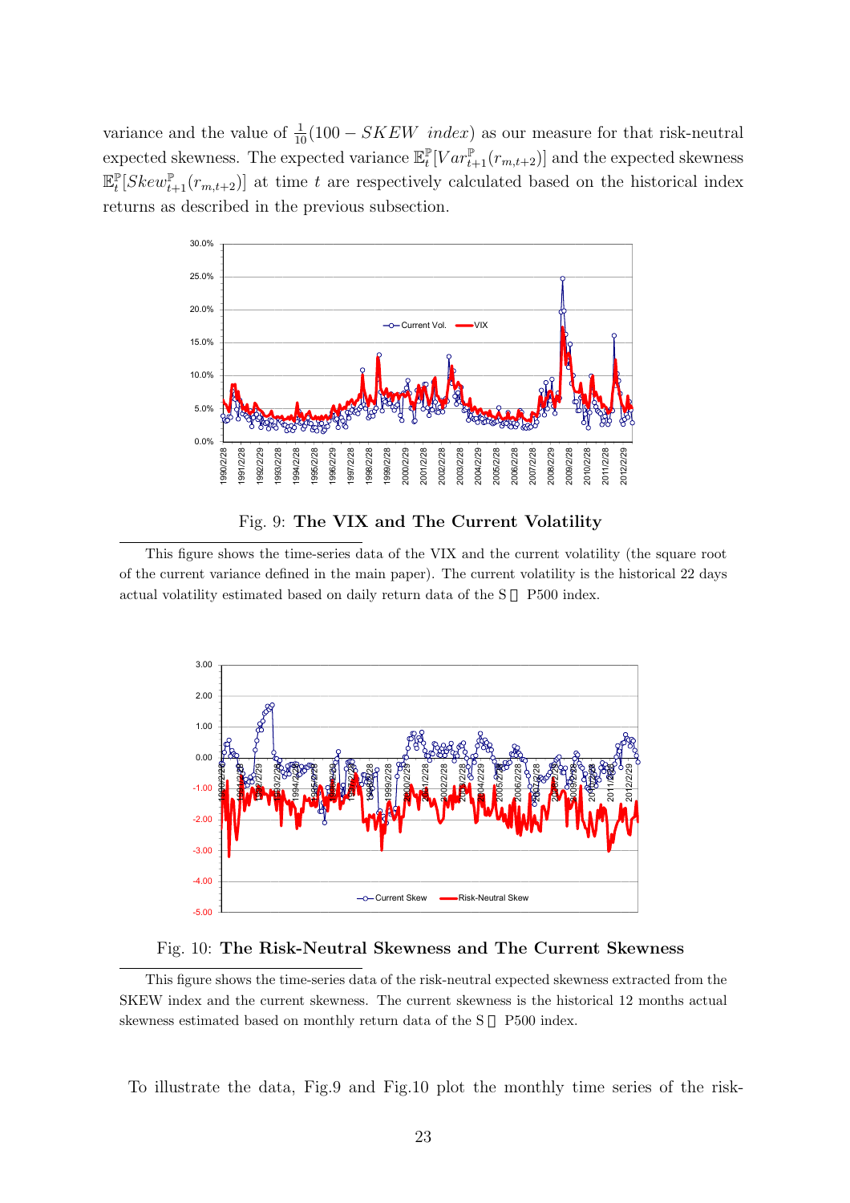variance and the value of $\frac{1}{10}(100 - SKEW\ index)$ as our measure for that risk-neutral expected skewness. The expected variance $\mathbb{E}_t^{\mathbb{P}}[Var_{t+1}^{\mathbb{P}}(r_{m,t+2})]$ and the expected skewness $\mathbb{E}_t^{\mathbb{P}}[Skew_{t+1}^{\mathbb{P}}(r_{m,t+2})]$ at time $t$ are respectively calculated based on the historical index returns as described in the previous subsection.

Fig. 9: **The VIX and The Current Volatility**

This figure shows the time-series data of the VIX and the current volatility (the square root of the current variance defined in the main paper). The current volatility is the historical 22 days actual volatility estimated based on daily return data of the S&P500 index.

Fig. 10: **The Risk-Neutral Skewness and The Current Skewness**

This figure shows the time-series data of the risk-neutral expected skewness extracted from the SKEW index and the current skewness. The current skewness is the historical 12 months actual skewness estimated based on monthly return data of the S&P500 index.

To illustrate the data, Fig.9 and Fig.10 plot the monthly time series of the risk-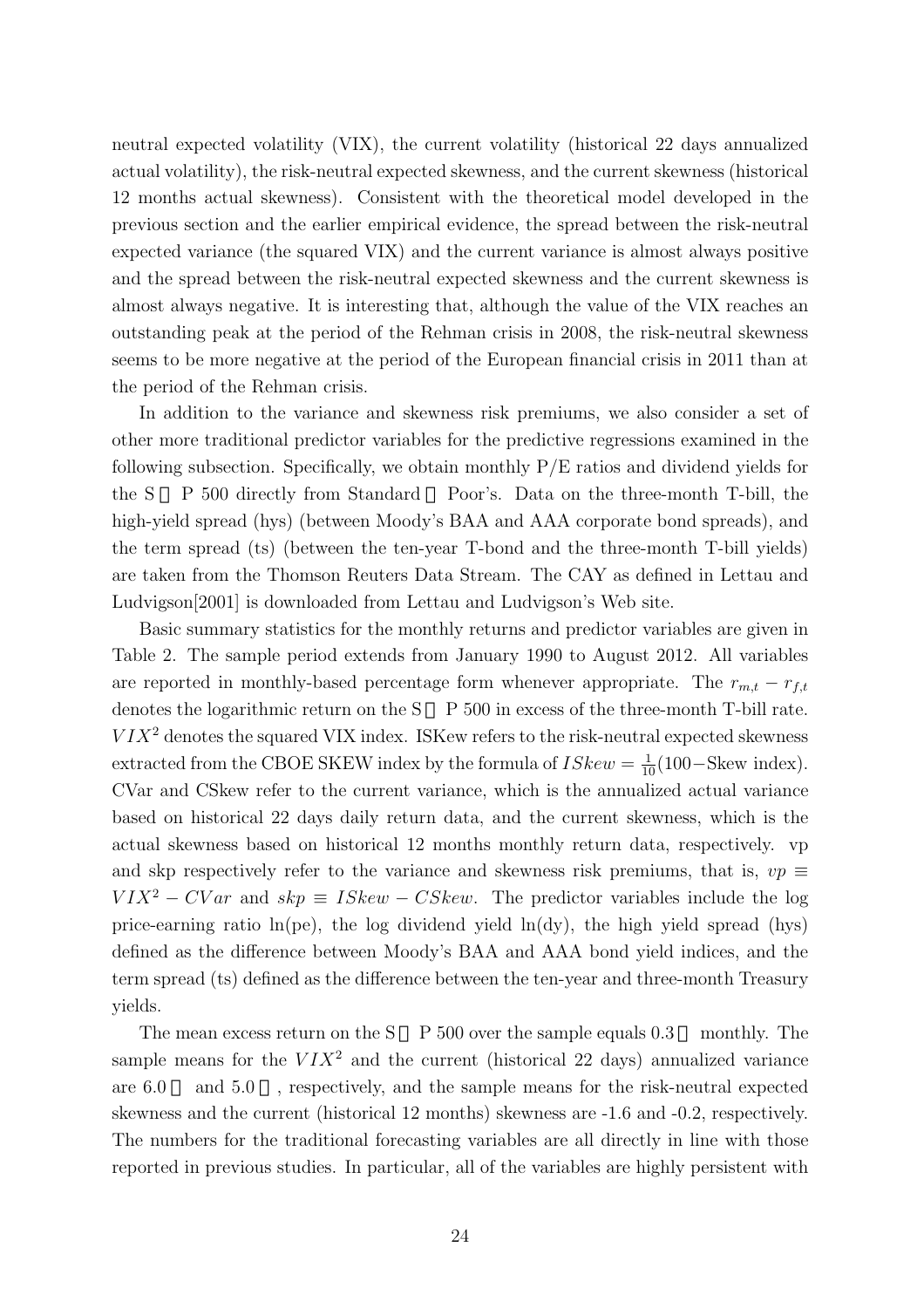neutral expected volatility (VIX), the current volatility (historical 22 days annualized actual volatility), the risk-neutral expected skewness, and the current skewness (historical 12 months actual skewness). Consistent with the theoretical model developed in the previous section and the earlier empirical evidence, the spread between the risk-neutral expected variance (the squared VIX) and the current variance is almost always positive and the spread between the risk-neutral expected skewness and the current skewness is almost always negative. It is interesting that, although the value of the VIX reaches an outstanding peak at the period of the Rehman crisis in 2008, the risk-neutral skewness seems to be more negative at the period of the European financial crisis in 2011 than at the period of the Rehman crisis.

In addition to the variance and skewness risk premiums, we also consider a set of other more traditional predictor variables for the predictive regressions examined in the following subsection. Specifically, we obtain monthly P/E ratios and dividend yields for the S P 500 directly from Standard Poor's. Data on the three-month T-bill, the high-yield spread (hys) (between Moody's BAA and AAA corporate bond spreads), and the term spread (ts) (between the ten-year T-bond and the three-month T-bill yields) are taken from the Thomson Reuters Data Stream. The CAY as defined in Lettau and Ludvigson[2001] is downloaded from Lettau and Ludvigson's Web site.

Basic summary statistics for the monthly returns and predictor variables are given in Table 2. The sample period extends from January 1990 to August 2012. All variables are reported in monthly-based percentage form whenever appropriate. The $r_{m,t} - r_{f,t}$ denotes the logarithmic return on the S P 500 in excess of the three-month T-bill rate. $VIX^2$ denotes the squared VIX index. ISKew refers to the risk-neutral expected skewness extracted from the CBOE SKEW index by the formula of $ISkew = \frac{1}{10}(100-\text{Skew index})$. CVar and CSkew refer to the current variance, which is the annualized actual variance based on historical 22 days daily return data, and the current skewness, which is the actual skewness based on historical 12 months monthly return data, respectively. vp and skp respectively refer to the variance and skewness risk premiums, that is, $vp \equiv VIX^2 - CVar$ and $skp \equiv ISkew - CSkew$. The predictor variables include the log price-earning ratio ln(pe), the log dividend yield ln(dy), the high yield spread (hys) defined as the difference between Moody's BAA and AAA bond yield indices, and the term spread (ts) defined as the difference between the ten-year and three-month Treasury yields.

The mean excess return on the S P 500 over the sample equals 0.3 monthly. The sample means for the $VIX^2$ and the current (historical 22 days) annualized variance are 6.0 and 5.0 , respectively, and the sample means for the risk-neutral expected skewness and the current (historical 12 months) skewness are -1.6 and -0.2, respectively. The numbers for the traditional forecasting variables are all directly in line with those reported in previous studies. In particular, all of the variables are highly persistent with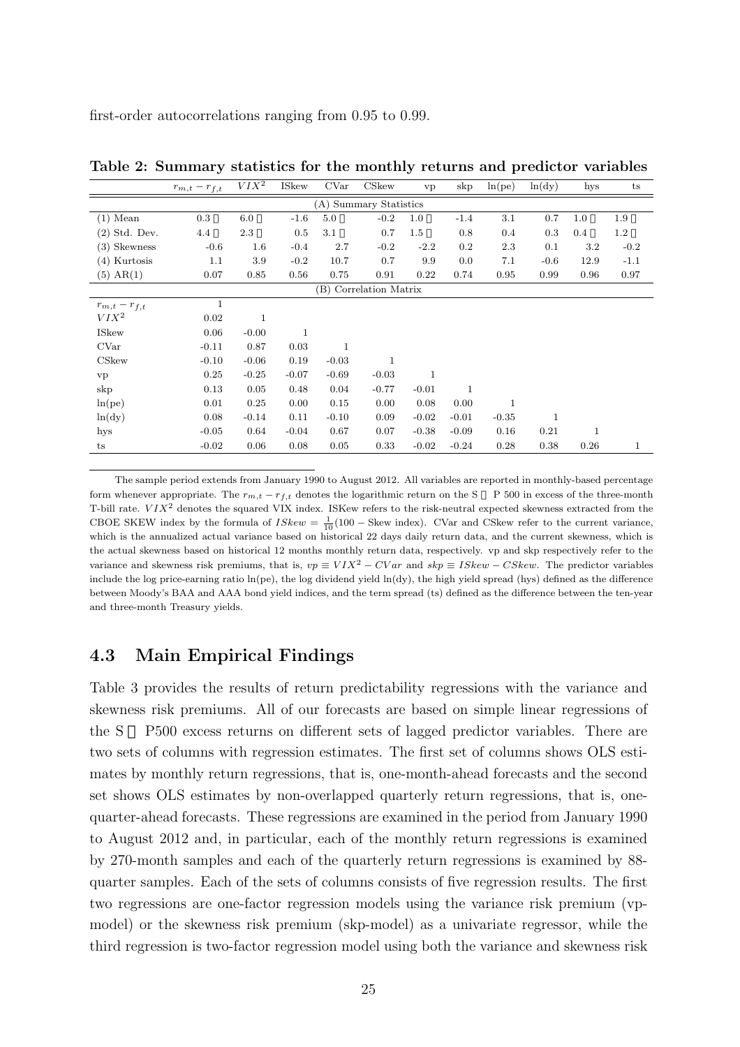first-order autocorrelations ranging from 0.95 to 0.99.

**Table 2: Summary statistics for the monthly returns and predictor variables**

| | $r_{m,t} - r_{f,t}$ | $VIX^2$ | ISkew | CVar | CSkew | vp | skp | ln(pe) | ln(dy) | hys | ts |
|---|---|---|---|---|---|---|---|---|---|---|---|
| (A) Summary Statistics | | | | | | | | | | | |
| (1) Mean | 0.3 | 6.0 | -1.6 | 5.0 | -0.2 | 1.0 | -1.4 | 3.1 | 0.7 | 1.0 | 1.9 |
| (2) Std. Dev. | 4.4 | 2.3 | 0.5 | 3.1 | 0.7 | 1.5 | 0.8 | 0.4 | 0.3 | 0.4 | 1.2 |
| (3) Skewness | -0.6 | 1.6 | -0.4 | 2.7 | -0.2 | -2.2 | 0.2 | 2.3 | 0.1 | 3.2 | -0.2 |
| (4) Kurtosis | 1.1 | 3.9 | -0.2 | 10.7 | 0.7 | 9.9 | 0.0 | 7.1 | -0.6 | 12.9 | -1.1 |
| (5) AR(1) | 0.07 | 0.85 | 0.56 | 0.75 | 0.91 | 0.22 | 0.74 | 0.95 | 0.99 | 0.96 | 0.97 |
| (B) Correlation Matrix | | | | | | | | | | | |
| $r_{m,t} - r_{f,t}$ | 1 | | | | | | | | | | |
| $VIX^2$ | 0.02 | 1 | | | | | | | | | |
| ISkew | 0.06 | -0.00 | 1 | | | | | | | | |
| CVar | -0.11 | 0.87 | 0.03 | 1 | | | | | | | |
| CSkew | -0.10 | -0.06 | 0.19 | -0.03 | 1 | | | | | | |
| vp | 0.25 | -0.25 | -0.07 | -0.69 | -0.03 | 1 | | | | | |
| skp | 0.13 | 0.05 | 0.48 | 0.04 | -0.77 | -0.01 | 1 | | | | |
| ln(pe) | 0.01 | 0.25 | 0.00 | 0.15 | 0.00 | 0.08 | 0.00 | 1 | | | |
| ln(dy) | 0.08 | -0.14 | 0.11 | -0.10 | 0.09 | -0.02 | -0.01 | -0.35 | 1 | | |
| hys | -0.05 | 0.64 | -0.04 | 0.67 | 0.07 | -0.38 | -0.09 | 0.16 | 0.21 | 1 | |
| ts | -0.02 | 0.06 | 0.08 | 0.05 | 0.33 | -0.02 | -0.24 | 0.28 | 0.38 | 0.26 | 1 |

The sample period extends from January 1990 to August 2012. All variables are reported in monthly-based percentage form whenever appropriate. The $r_{m,t} - r_{f,t}$ denotes the logarithmic return on the S P 500 in excess of the three-month T-bill rate. $VIX^2$ denotes the squared VIX index. ISKew refers to the risk-neutral expected skewness extracted from the CBOE SKEW index by the formula of $ISkew = \frac{1}{10}(100 - \text{Skew index})$. CVar and CSkew refer to the current variance, which is the annualized actual variance based on historical 22 days daily return data, and the current skewness, which is the actual skewness based on historical 12 months monthly return data, respectively. vp and skp respectively refer to the variance and skewness risk premiums, that is, $vp \equiv VIX^2 - CVar$ and $skp \equiv ISkew - CSkew$. The predictor variables include the log price-earning ratio ln(pe), the log dividend yield ln(dy), the high yield spread (hys) defined as the difference between Moody's BAA and AAA bond yield indices, and the term spread (ts) defined as the difference between the ten-year and three-month Treasury yields.

## 4.3 Main Empirical Findings

Table 3 provides the results of return predictability regressions with the variance and skewness risk premiums. All of our forecasts are based on simple linear regressions of the S P500 excess returns on different sets of lagged predictor variables. There are two sets of columns with regression estimates. The first set of columns shows OLS estimates by monthly return regressions, that is, one-month-ahead forecasts and the second set shows OLS estimates by non-overlapped quarterly return regressions, that is, one-quarter-ahead forecasts. These regressions are examined in the period from January 1990 to August 2012 and, in particular, each of the monthly return regressions is examined by 270-month samples and each of the quarterly return regressions is examined by 88-quarter samples. Each of the sets of columns consists of five regression results. The first two regressions are one-factor regression models using the variance risk premium (vp-model) or the skewness risk premium (skp-model) as a univariate regressor, while the third regression is two-factor regression model using both the variance and skewness risk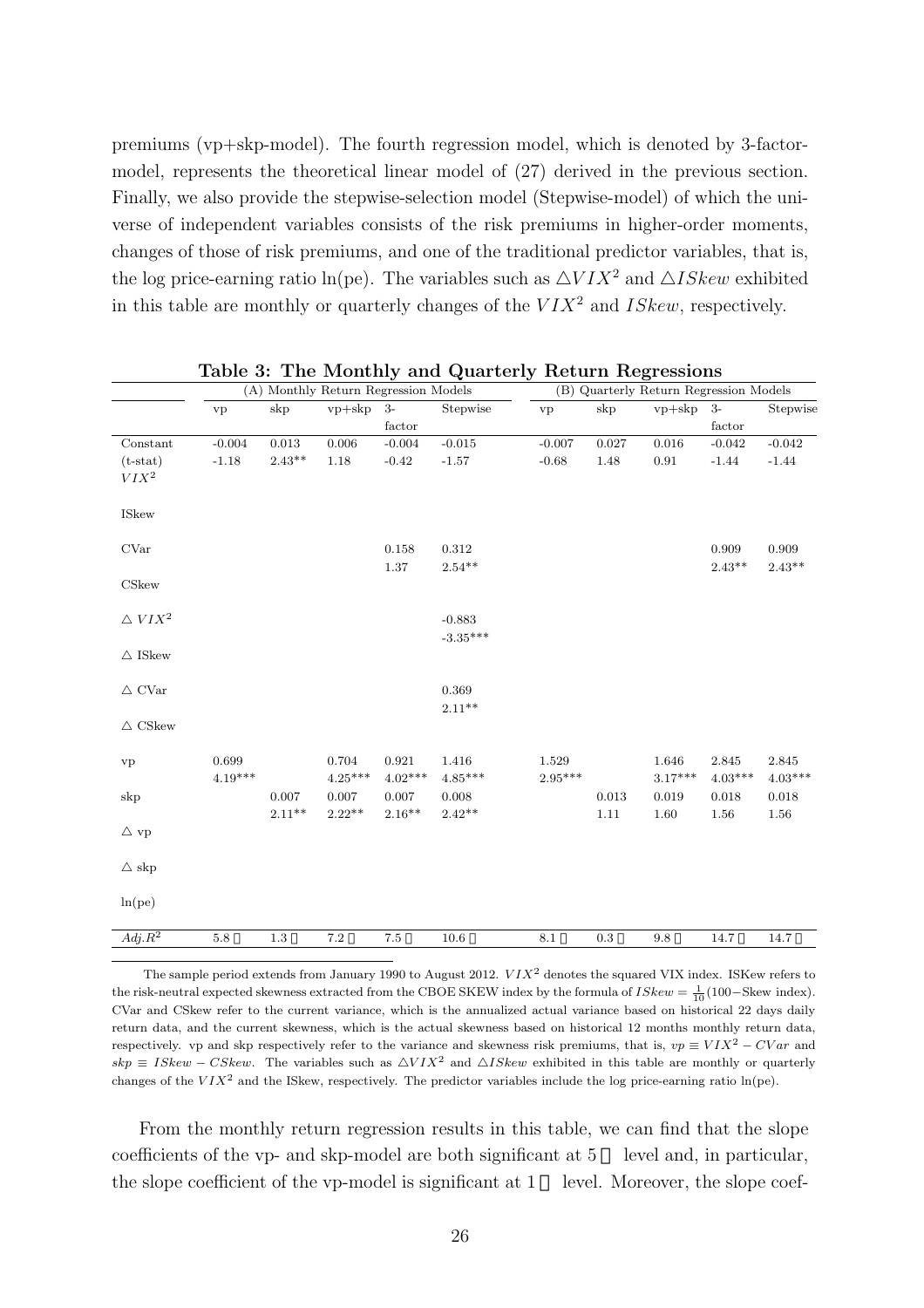premiums (vp+skp-model). The fourth regression model, which is denoted by 3-factor-model, represents the theoretical linear model of (27) derived in the previous section. Finally, we also provide the stepwise-selection model (Stepwise-model) of which the universe of independent variables consists of the risk premiums in higher-order moments, changes of those of risk premiums, and one of the traditional predictor variables, that is, the log price-earning ratio ln(pe). The variables such as $\triangle VIX^2$ and $\triangle ISkew$ exhibited in this table are monthly or quarterly changes of the $VIX^2$ and $ISkew$, respectively.

**Table 3: The Monthly and Quarterly Return Regressions**

| | (A) Monthly Return Regression Models | | | | | (B) Quarterly Return Regression Models | | | | |
|---|---|---|---|---|---|---|---|---|---|---|
| | vp | skp | vp+skp | 3-factor | Stepwise | vp | skp | vp+skp | 3-factor | Stepwise |
| Constant | -0.004 | 0.013 | 0.006 | -0.004 | -0.015 | -0.007 | 0.027 | 0.016 | -0.042 | -0.042 |
| (t-stat) | -1.18 | 2.43** | 1.18 | -0.42 | -1.57 | -0.68 | 1.48 | 0.91 | -1.44 | -1.44 |
| $VIX^2$ | | | | | | | | | | |
| ISkew | | | | | | | | | | |
| CVar | | | | 0.158 | 0.312 | | | | 0.909 | 0.909 |
| | | | | 1.37 | 2.54** | | | | 2.43** | 2.43** |
| CSkew | | | | | | | | | | |
| $\triangle VIX^2$ | | | | | -0.883 | | | | | |
| | | | | | -3.35*** | | | | | |
| $\triangle$ ISkew | | | | | | | | | | |
| $\triangle$ CVar | | | | | 0.369 | | | | | |
| | | | | | 2.11** | | | | | |
| $\triangle$ CSkew | | | | | | | | | | |
| vp | 0.699 | | 0.704 | 0.921 | 1.416 | 1.529 | | 1.646 | 2.845 | 2.845 |
| | 4.19*** | | 4.25*** | 4.02*** | 4.85*** | 2.95*** | | 3.17*** | 4.03*** | 4.03*** |
| skp | | 0.007 | 0.007 | 0.007 | 0.008 | | 0.013 | 0.019 | 0.018 | 0.018 |
| | | 2.11** | 2.22** | 2.16** | 2.42** | | 1.11 | 1.60 | 1.56 | 1.56 |
| $\triangle$ vp | | | | | | | | | | |
| $\triangle$ skp | | | | | | | | | | |
| ln(pe) | | | | | | | | | | |
| $Adj.R^2$ | 5.8 | 1.3 | 7.2 | 7.5 | 10.6 | 8.1 | 0.3 | 9.8 | 14.7 | 14.7 |

The sample period extends from January 1990 to August 2012. $VIX^2$ denotes the squared VIX index. ISKew refers to the risk-neutral expected skewness extracted from the CBOE SKEW index by the formula of $ISkew = \frac{1}{10}(100-\text{Skew index})$. CVar and CSkew refer to the current variance, which is the annualized actual variance based on historical 22 days daily return data, and the current skewness, which is the actual skewness based on historical 12 months monthly return data, respectively. vp and skp respectively refer to the variance and skewness risk premiums, that is, $vp \equiv VIX^2 - CVar$ and $skp \equiv ISkew - CSkew$. The variables such as $\triangle VIX^2$ and $\triangle ISkew$ exhibited in this table are monthly or quarterly changes of the $VIX^2$ and the ISkew, respectively. The predictor variables include the log price-earning ratio ln(pe).

From the monthly return regression results in this table, we can find that the slope coefficients of the vp- and skp-model are both significant at 5 level and, in particular, the slope coefficient of the vp-model is significant at 1 level. Moreover, the slope coef-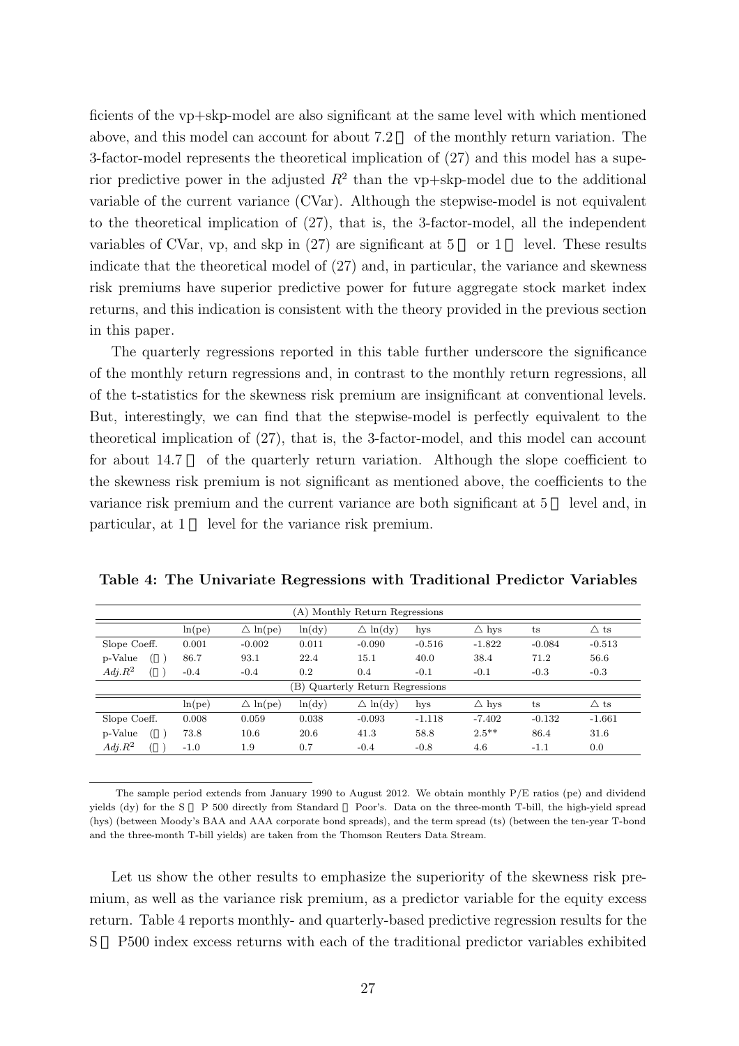ficients of the vp+skp-model are also significant at the same level with which mentioned above, and this model can account for about 7.2％ of the monthly return variation. The 3-factor-model represents the theoretical implication of (27) and this model has a superior predictive power in the adjusted $R^2$ than the vp+skp-model due to the additional variable of the current variance (CVar). Although the stepwise-model is not equivalent to the theoretical implication of (27), that is, the 3-factor-model, all the independent variables of CVar, vp, and skp in (27) are significant at 5％ or 1％ level. These results indicate that the theoretical model of (27) and, in particular, the variance and skewness risk premiums have superior predictive power for future aggregate stock market index returns, and this indication is consistent with the theory provided in the previous section in this paper.

The quarterly regressions reported in this table further underscore the significance of the monthly return regressions and, in contrast to the monthly return regressions, all of the t-statistics for the skewness risk premium are insignificant at conventional levels. But, interestingly, we can find that the stepwise-model is perfectly equivalent to the theoretical implication of (27), that is, the 3-factor-model, and this model can account for about 14.7％ of the quarterly return variation. Although the slope coefficient to the skewness risk premium is not significant as mentioned above, the coefficients to the variance risk premium and the current variance are both significant at 5％ level and, in particular, at 1％ level for the variance risk premium.

**Table 4: The Univariate Regressions with Traditional Predictor Variables**

| (A) Monthly Return Regressions | | | | | | | | |
|---|---|---|---|---|---|---|---|---|
| | ln(pe) | △ ln(pe) | ln(dy) | △ ln(dy) | hys | △ hys | ts | △ ts |
| Slope Coeff. | 0.001 | -0.002 | 0.011 | -0.090 | -0.516 | -1.822 | -0.084 | -0.513 |
| p-Value （％） | 86.7 | 93.1 | 22.4 | 15.1 | 40.0 | 38.4 | 71.2 | 56.6 |
| $Adj.R^2$ （％） | -0.4 | -0.4 | 0.2 | 0.4 | -0.1 | -0.1 | -0.3 | -0.3 |
| **(B) Quarterly Return Regressions** | | | | | | | | |
| | ln(pe) | △ ln(pe) | ln(dy) | △ ln(dy) | hys | △ hys | ts | △ ts |
| Slope Coeff. | 0.008 | 0.059 | 0.038 | -0.093 | -1.118 | -7.402 | -0.132 | -1.661 |
| p-Value （％） | 73.8 | 10.6 | 20.6 | 41.3 | 58.8 | 2.5** | 86.4 | 31.6 |
| $Adj.R^2$ （％） | -1.0 | 1.9 | 0.7 | -0.4 | -0.8 | 4.6 | -1.1 | 0.0 |

The sample period extends from January 1990 to August 2012. We obtain monthly P/E ratios (pe) and dividend yields (dy) for the S＆P 500 directly from Standard＆Poor's. Data on the three-month T-bill, the high-yield spread (hys) (between Moody's BAA and AAA corporate bond spreads), and the term spread (ts) (between the ten-year T-bond and the three-month T-bill yields) are taken from the Thomson Reuters Data Stream.

Let us show the other results to emphasize the superiority of the skewness risk premium, as well as the variance risk premium, as a predictor variable for the equity excess return. Table 4 reports monthly- and quarterly-based predictive regression results for the S＆P500 index excess returns with each of the traditional predictor variables exhibited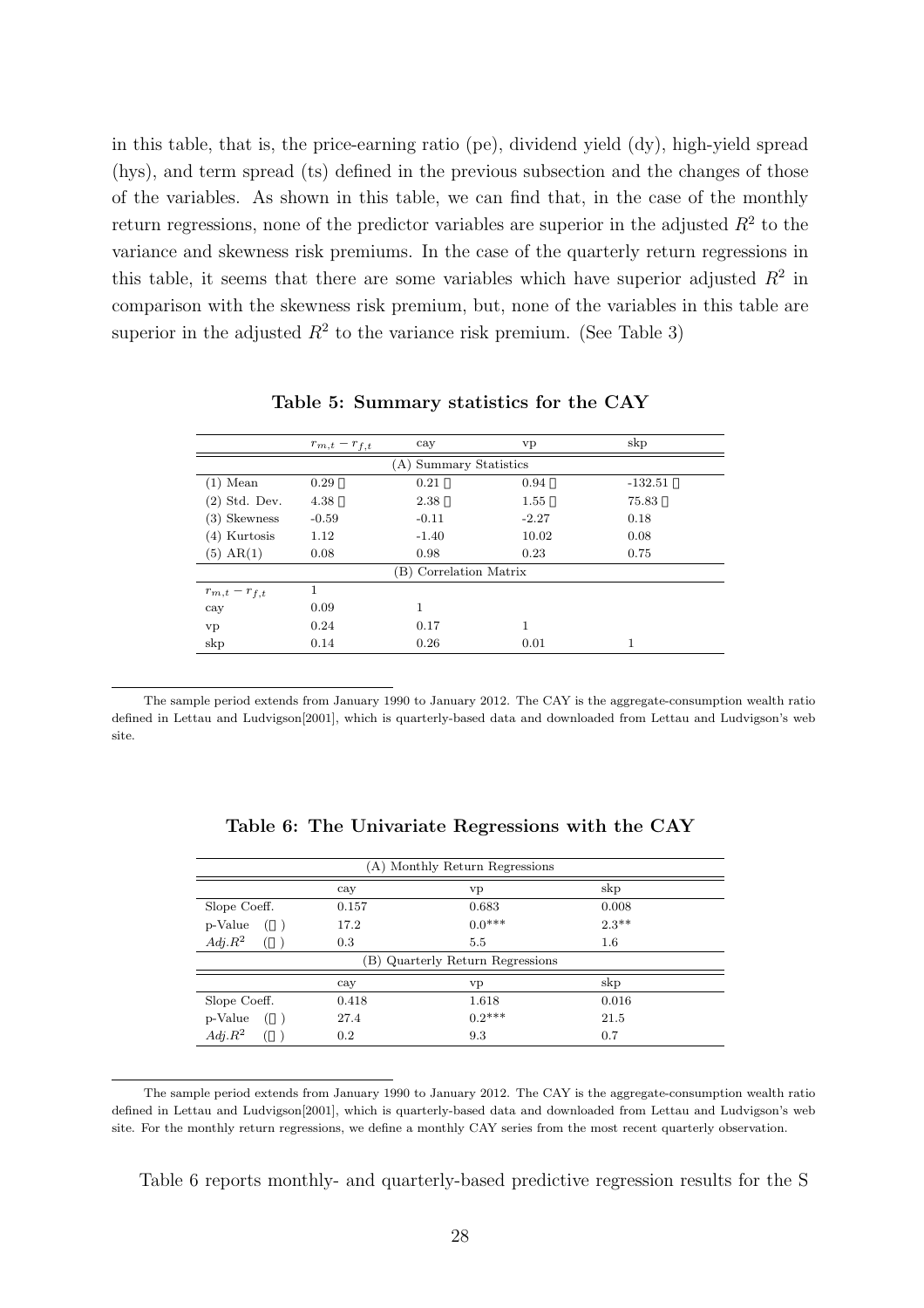in this table, that is, the price-earning ratio (pe), dividend yield (dy), high-yield spread (hys), and term spread (ts) defined in the previous subsection and the changes of those of the variables. As shown in this table, we can find that, in the case of the monthly return regressions, none of the predictor variables are superior in the adjusted $R^2$ to the variance and skewness risk premiums. In the case of the quarterly return regressions in this table, it seems that there are some variables which have superior adjusted $R^2$ in comparison with the skewness risk premium, but, none of the variables in this table are superior in the adjusted $R^2$ to the variance risk premium. (See Table 3)

**Table 5: Summary statistics for the CAY**

| | $r_{m,t} - r_{f,t}$ | cay | vp | skp |
|---|---|---|---|---|
| | | (A) Summary Statistics | | |
| (1) Mean | 0.29 | 0.21 | 0.94 | -132.51 |
| (2) Std. Dev. | 4.38 | 2.38 | 1.55 | 75.83 |
| (3) Skewness | -0.59 | -0.11 | -2.27 | 0.18 |
| (4) Kurtosis | 1.12 | -1.40 | 10.02 | 0.08 |
| (5) AR(1) | 0.08 | 0.98 | 0.23 | 0.75 |
| | | (B) Correlation Matrix | | |
| $r_{m,t} - r_{f,t}$ | 1 | | | |
| cay | 0.09 | 1 | | |
| vp | 0.24 | 0.17 | 1 | |
| skp | 0.14 | 0.26 | 0.01 | 1 |

The sample period extends from January 1990 to January 2012. The CAY is the aggregate-consumption wealth ratio defined in Lettau and Ludvigson[2001], which is quarterly-based data and downloaded from Lettau and Ludvigson's web site.

**Table 6: The Univariate Regressions with the CAY**

| | (A) Monthly Return Regressions | | |
|---|---|---|---|
| | cay | vp | skp |
| Slope Coeff. | 0.157 | 0.683 | 0.008 |
| p-Value ( ) | 17.2 | 0.0*** | 2.3** |
| $Adj.R^2$ ( ) | 0.3 | 5.5 | 1.6 |
| | (B) Quarterly Return Regressions | | |
| | cay | vp | skp |
| Slope Coeff. | 0.418 | 1.618 | 0.016 |
| p-Value ( ) | 27.4 | 0.2*** | 21.5 |
| $Adj.R^2$ ( ) | 0.2 | 9.3 | 0.7 |

The sample period extends from January 1990 to January 2012. The CAY is the aggregate-consumption wealth ratio defined in Lettau and Ludvigson[2001], which is quarterly-based data and downloaded from Lettau and Ludvigson's web site. For the monthly return regressions, we define a monthly CAY series from the most recent quarterly observation.

Table 6 reports monthly- and quarterly-based predictive regression results for the S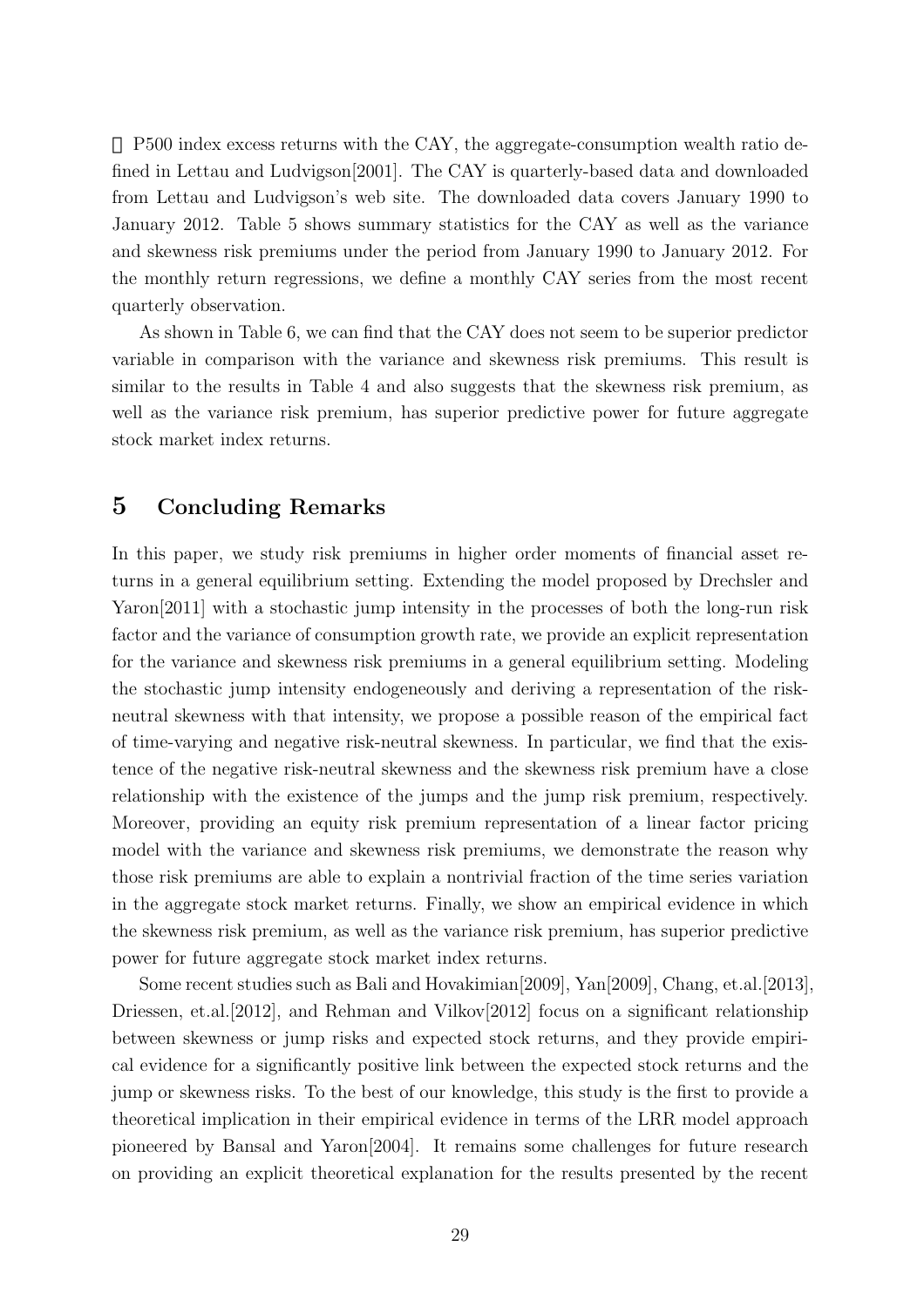P500 index excess returns with the CAY, the aggregate-consumption wealth ratio defined in Lettau and Ludvigson[2001]. The CAY is quarterly-based data and downloaded from Lettau and Ludvigson's web site. The downloaded data covers January 1990 to January 2012. Table 5 shows summary statistics for the CAY as well as the variance and skewness risk premiums under the period from January 1990 to January 2012. For the monthly return regressions, we define a monthly CAY series from the most recent quarterly observation.

As shown in Table 6, we can find that the CAY does not seem to be superior predictor variable in comparison with the variance and skewness risk premiums. This result is similar to the results in Table 4 and also suggests that the skewness risk premium, as well as the variance risk premium, has superior predictive power for future aggregate stock market index returns.

## 5 Concluding Remarks

In this paper, we study risk premiums in higher order moments of financial asset returns in a general equilibrium setting. Extending the model proposed by Drechsler and Yaron[2011] with a stochastic jump intensity in the processes of both the long-run risk factor and the variance of consumption growth rate, we provide an explicit representation for the variance and skewness risk premiums in a general equilibrium setting. Modeling the stochastic jump intensity endogeneously and deriving a representation of the risk-neutral skewness with that intensity, we propose a possible reason of the empirical fact of time-varying and negative risk-neutral skewness. In particular, we find that the existence of the negative risk-neutral skewness and the skewness risk premium have a close relationship with the existence of the jumps and the jump risk premium, respectively. Moreover, providing an equity risk premium representation of a linear factor pricing model with the variance and skewness risk premiums, we demonstrate the reason why those risk premiums are able to explain a nontrivial fraction of the time series variation in the aggregate stock market returns. Finally, we show an empirical evidence in which the skewness risk premium, as well as the variance risk premium, has superior predictive power for future aggregate stock market index returns.

Some recent studies such as Bali and Hovakimian[2009], Yan[2009], Chang, et.al.[2013], Driessen, et.al.[2012], and Rehman and Vilkov[2012] focus on a significant relationship between skewness or jump risks and expected stock returns, and they provide empirical evidence for a significantly positive link between the expected stock returns and the jump or skewness risks. To the best of our knowledge, this study is the first to provide a theoretical implication in their empirical evidence in terms of the LRR model approach pioneered by Bansal and Yaron[2004]. It remains some challenges for future research on providing an explicit theoretical explanation for the results presented by the recent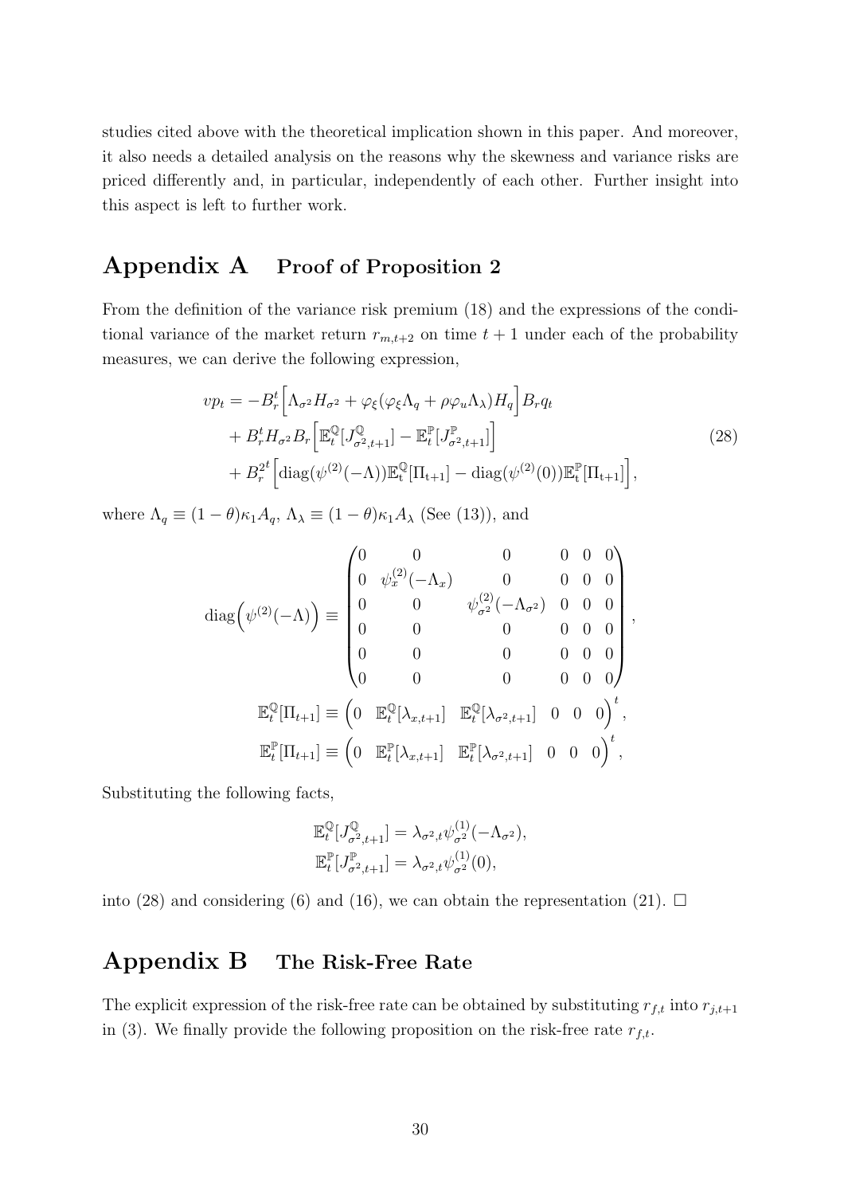studies cited above with the theoretical implication shown in this paper. And moreover, it also needs a detailed analysis on the reasons why the skewness and variance risks are priced differently and, in particular, independently of each other. Further insight into this aspect is left to further work.

# Appendix A Proof of Proposition 2

From the definition of the variance risk premium (18) and the expressions of the conditional variance of the market return $r_{m,t+2}$ on time $t+1$ under each of the probability measures, we can derive the following expression,

$$
\begin{aligned}
vp_t = &-B_r^t\Big[\Lambda_{\sigma^2}H_{\sigma^2} + \varphi_\xi(\varphi_\xi\Lambda_q + \rho\varphi_u\Lambda_\lambda)H_q\Big]B_r q_t \\
&+ B_r^t H_{\sigma^2} B_r\Big[\mathbb{E}_t^{\mathbb{Q}}[J_{\sigma^2,t+1}^{\mathbb{Q}}] - \mathbb{E}_t^{\mathbb{P}}[J_{\sigma^2,t+1}^{\mathbb{P}}]\Big] \\
&+ B_r^{2t}\Big[\mathrm{diag}(\psi^{(2)}(-\Lambda))\mathbb{E}_t^{\mathbb{Q}}[\Pi_{t+1}] - \mathrm{diag}(\psi^{(2)}(0))\mathbb{E}_t^{\mathbb{P}}[\Pi_{t+1}]\Big],
\end{aligned}
\tag{28}
$$

where $\Lambda_q \equiv (1-\theta)\kappa_1 A_q$, $\Lambda_\lambda \equiv (1-\theta)\kappa_1 A_\lambda$ (See (13)), and

$$
\mathrm{diag}\Big(\psi^{(2)}(-\Lambda)\Big) \equiv \begin{pmatrix}
0 & 0 & 0 & 0 & 0 & 0 \\
0 & \psi_x^{(2)}(-\Lambda_x) & 0 & 0 & 0 & 0 \\
0 & 0 & \psi_{\sigma^2}^{(2)}(-\Lambda_{\sigma^2}) & 0 & 0 & 0 \\
0 & 0 & 0 & 0 & 0 & 0 \\
0 & 0 & 0 & 0 & 0 & 0 \\
0 & 0 & 0 & 0 & 0 & 0
\end{pmatrix},
$$

$$
\mathbb{E}_t^{\mathbb{Q}}[\Pi_{t+1}] \equiv \begin{pmatrix} 0 & \mathbb{E}_t^{\mathbb{Q}}[\lambda_{x,t+1}] & \mathbb{E}_t^{\mathbb{Q}}[\lambda_{\sigma^2,t+1}] & 0 & 0 & 0 \end{pmatrix}^t,
$$

$$
\mathbb{E}_t^{\mathbb{P}}[\Pi_{t+1}] \equiv \begin{pmatrix} 0 & \mathbb{E}_t^{\mathbb{P}}[\lambda_{x,t+1}] & \mathbb{E}_t^{\mathbb{P}}[\lambda_{\sigma^2,t+1}] & 0 & 0 & 0 \end{pmatrix}^t,
$$

Substituting the following facts,

$$
\begin{aligned}
\mathbb{E}_t^{\mathbb{Q}}[J_{\sigma^2,t+1}^{\mathbb{Q}}] &= \lambda_{\sigma^2,t}\psi_{\sigma^2}^{(1)}(-\Lambda_{\sigma^2}), \\
\mathbb{E}_t^{\mathbb{P}}[J_{\sigma^2,t+1}^{\mathbb{P}}] &= \lambda_{\sigma^2,t}\psi_{\sigma^2}^{(1)}(0),
\end{aligned}
$$

into (28) and considering (6) and (16), we can obtain the representation (21). □

# Appendix B The Risk-Free Rate

The explicit expression of the risk-free rate can be obtained by substituting $r_{f,t}$ into $r_{j,t+1}$ in (3). We finally provide the following proposition on the risk-free rate $r_{f,t}$.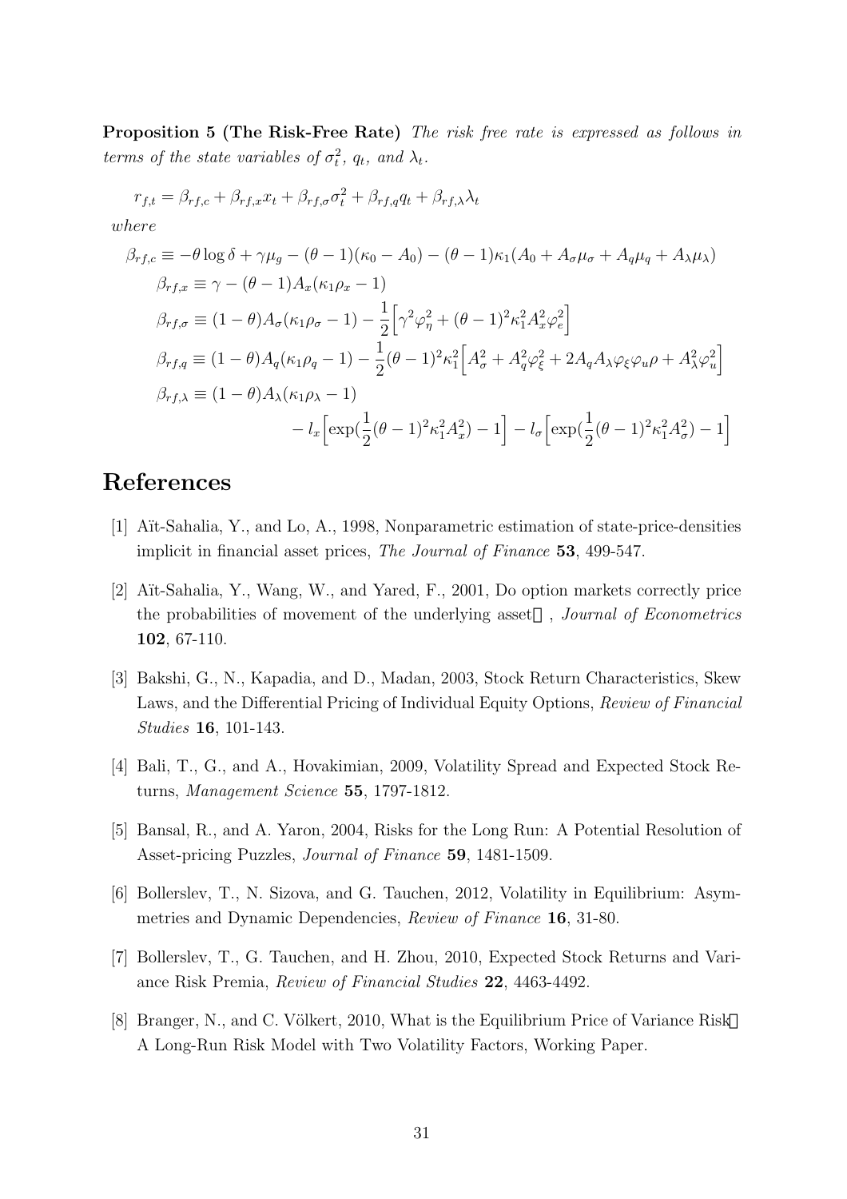**Proposition 5 (The Risk-Free Rate)** *The risk free rate is expressed as follows in terms of the state variables of $\sigma_t^2$, $q_t$, and $\lambda_t$.*

$$r_{f,t} = \beta_{rf,c} + \beta_{rf,x} x_t + \beta_{rf,\sigma}\sigma_t^2 + \beta_{rf,q} q_t + \beta_{rf,\lambda}\lambda_t$$

*where*

$$\beta_{rf,c} \equiv -\theta \log\delta + \gamma\mu_g - (\theta-1)(\kappa_0 - A_0) - (\theta-1)\kappa_1(A_0 + A_\sigma\mu_\sigma + A_q\mu_q + A_\lambda\mu_\lambda)$$

$$\beta_{rf,x} \equiv \gamma - (\theta-1)A_x(\kappa_1\rho_x - 1)$$

$$\beta_{rf,\sigma} \equiv (1-\theta)A_\sigma(\kappa_1\rho_\sigma - 1) - \frac{1}{2}\Big[\gamma^2\varphi_\eta^2 + (\theta-1)^2\kappa_1^2 A_x^2\varphi_e^2\Big]$$

$$\beta_{rf,q} \equiv (1-\theta)A_q(\kappa_1\rho_q - 1) - \frac{1}{2}(\theta-1)^2\kappa_1^2\Big[A_\sigma^2 + A_q^2\varphi_\xi^2 + 2A_qA_\lambda\varphi_\xi\varphi_u\rho + A_\lambda^2\varphi_u^2\Big]$$

$$\beta_{rf,\lambda} \equiv (1-\theta)A_\lambda(\kappa_1\rho_\lambda - 1) - l_x\Big[\exp(\frac{1}{2}(\theta-1)^2\kappa_1^2A_x^2) - 1\Big] - l_\sigma\Big[\exp(\frac{1}{2}(\theta-1)^2\kappa_1^2A_\sigma^2) - 1\Big]$$

# References

[1] Aït-Sahalia, Y., and Lo, A., 1998, Nonparametric estimation of state-price-densities implicit in financial asset prices, *The Journal of Finance* **53**, 499-547.

[2] Aït-Sahalia, Y., Wang, W., and Yared, F., 2001, Do option markets correctly price the probabilities of movement of the underlying asset? , *Journal of Econometrics* **102**, 67-110.

[3] Bakshi, G., N., Kapadia, and D., Madan, 2003, Stock Return Characteristics, Skew Laws, and the Differential Pricing of Individual Equity Options, *Review of Financial Studies* **16**, 101-143.

[4] Bali, T., G., and A., Hovakimian, 2009, Volatility Spread and Expected Stock Returns, *Management Science* **55**, 1797-1812.

[5] Bansal, R., and A. Yaron, 2004, Risks for the Long Run: A Potential Resolution of Asset-pricing Puzzles, *Journal of Finance* **59**, 1481-1509.

[6] Bollerslev, T., N. Sizova, and G. Tauchen, 2012, Volatility in Equilibrium: Asymmetries and Dynamic Dependencies, *Review of Finance* **16**, 31-80.

[7] Bollerslev, T., G. Tauchen, and H. Zhou, 2010, Expected Stock Returns and Variance Risk Premia, *Review of Financial Studies* **22**, 4463-4492.

[8] Branger, N., and C. Völkert, 2010, What is the Equilibrium Price of Variance Risk? A Long-Run Risk Model with Two Volatility Factors, Working Paper.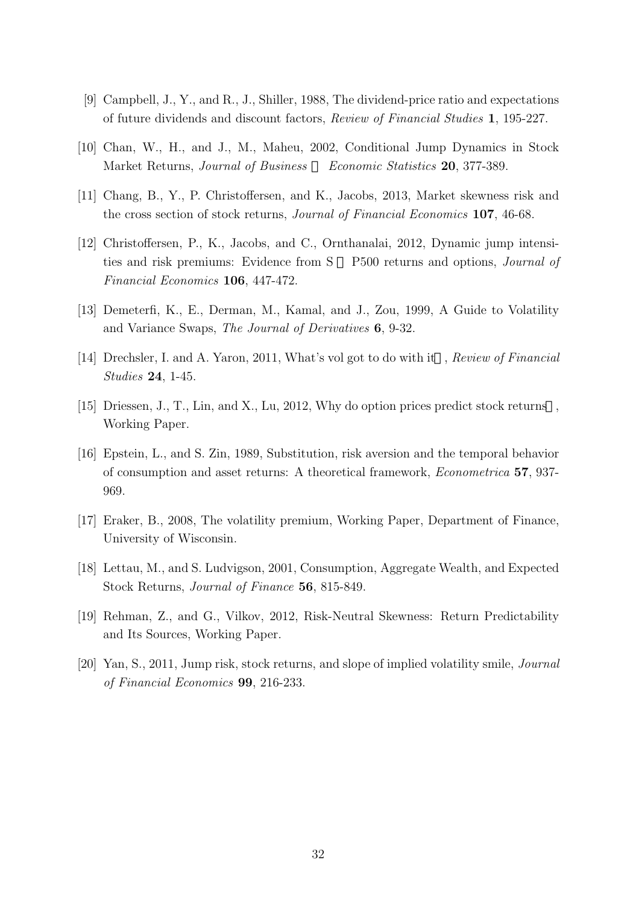[9] Campbell, J., Y., and R., J., Shiller, 1988, The dividend-price ratio and expectations of future dividends and discount factors, *Review of Financial Studies* **1**, 195-227.

[10] Chan, W., H., and J., M., Maheu, 2002, Conditional Jump Dynamics in Stock Market Returns, *Journal of Business ⸺ Economic Statistics* **20**, 377-389.

[11] Chang, B., Y., P. Christoffersen, and K., Jacobs, 2013, Market skewness risk and the cross section of stock returns, *Journal of Financial Economics* **107**, 46-68.

[12] Christoffersen, P., K., Jacobs, and C., Ornthanalai, 2012, Dynamic jump intensities and risk premiums: Evidence from S ⸺ P500 returns and options, *Journal of Financial Economics* **106**, 447-472.

[13] Demeterfi, K., E., Derman, M., Kamal, and J., Zou, 1999, A Guide to Volatility and Variance Swaps, *The Journal of Derivatives* **6**, 9-32.

[14] Drechsler, I. and A. Yaron, 2011, What's vol got to do with it⸺, *Review of Financial Studies* **24**, 1-45.

[15] Driessen, J., T., Lin, and X., Lu, 2012, Why do option prices predict stock returns⸺, Working Paper.

[16] Epstein, L., and S. Zin, 1989, Substitution, risk aversion and the temporal behavior of consumption and asset returns: A theoretical framework, *Econometrica* **57**, 937-969.

[17] Eraker, B., 2008, The volatility premium, Working Paper, Department of Finance, University of Wisconsin.

[18] Lettau, M., and S. Ludvigson, 2001, Consumption, Aggregate Wealth, and Expected Stock Returns, *Journal of Finance* **56**, 815-849.

[19] Rehman, Z., and G., Vilkov, 2012, Risk-Neutral Skewness: Return Predictability and Its Sources, Working Paper.

[20] Yan, S., 2011, Jump risk, stock returns, and slope of implied volatility smile, *Journal of Financial Economics* **99**, 216-233.